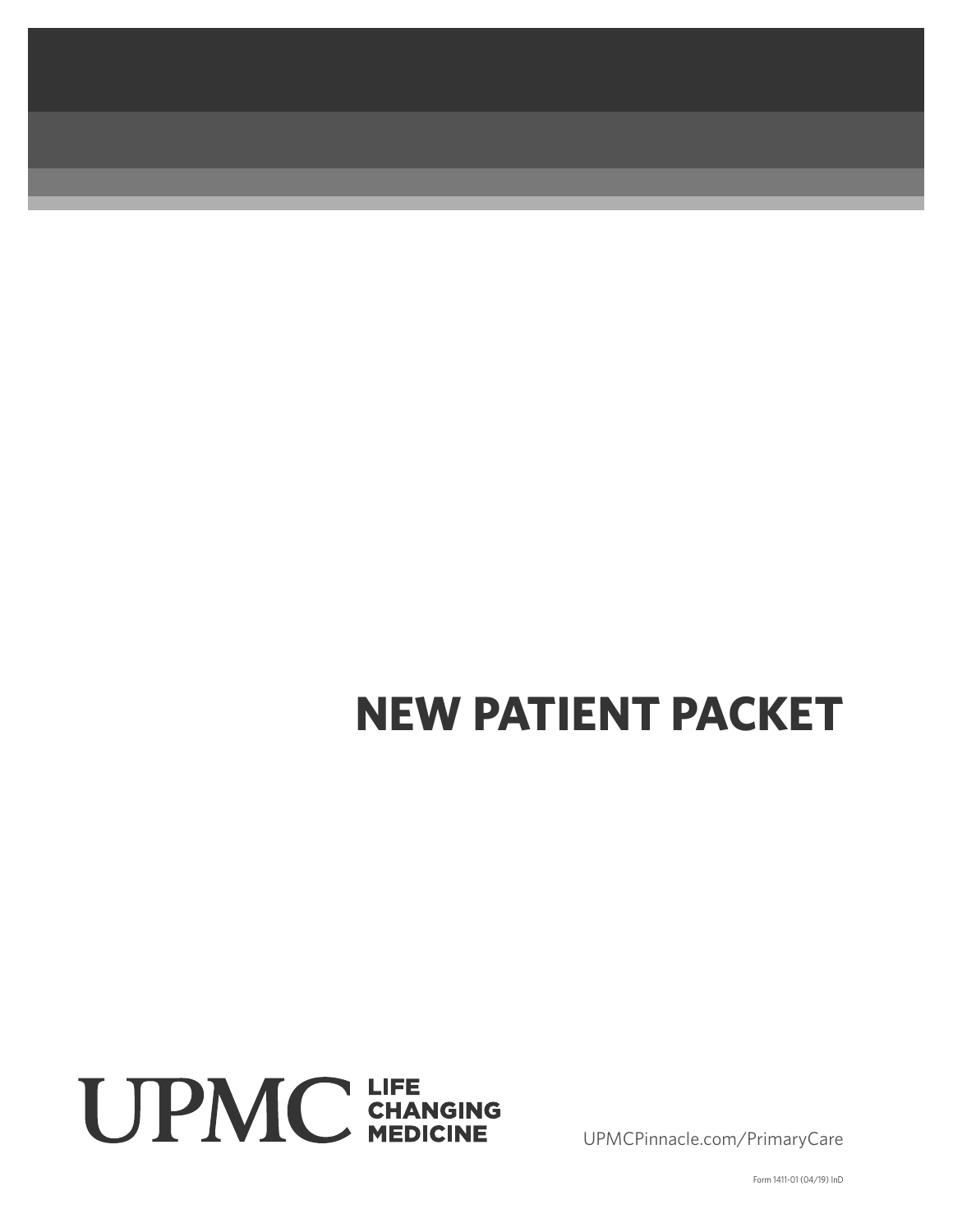# NEW PATIENT PACKET

UPMC LIFE CHANGING MEDICINE

UPMCPinnacle.com/PrimaryCare

Form 1411-01 (04/19) InD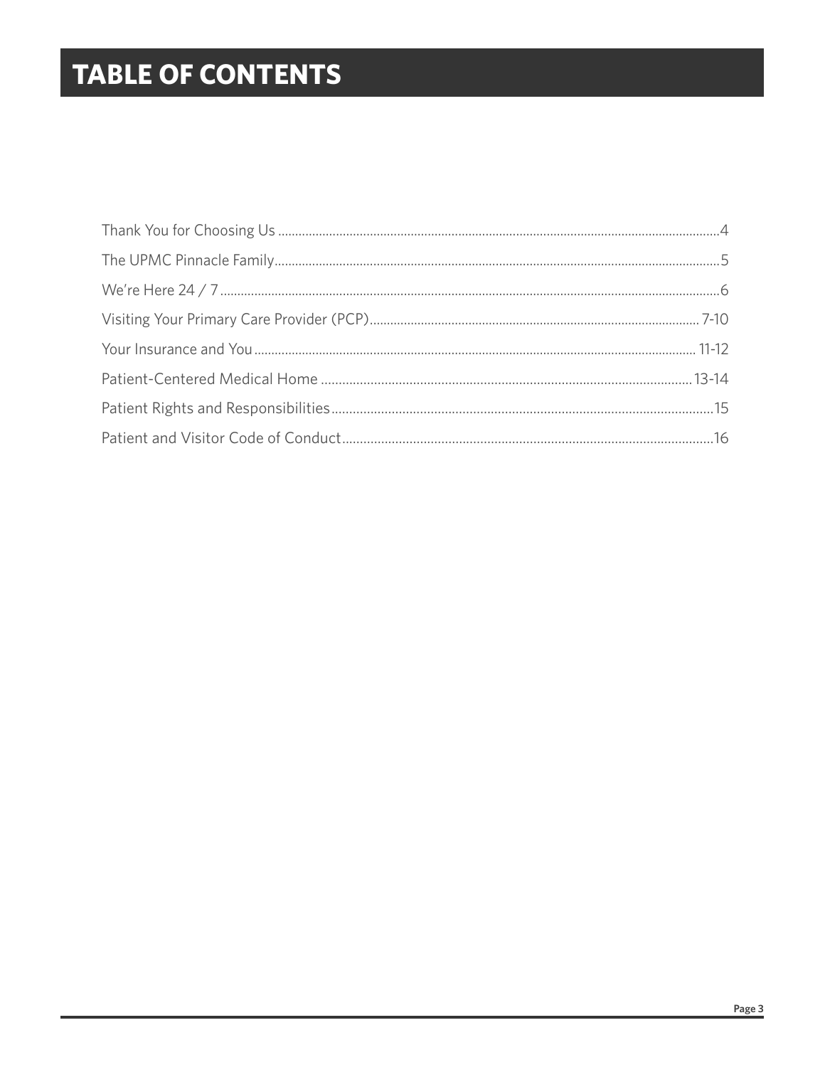# TABLE OF CONTENTS

| | |
|---|---|
| Thank You for Choosing Us | 4 |
| The UPMC Pinnacle Family | 5 |
| We're Here 24 / 7 | 6 |
| Visiting Your Primary Care Provider (PCP) | 7-10 |
| Your Insurance and You | 11-12 |
| Patient-Centered Medical Home | 13-14 |
| Patient Rights and Responsibilities | 15 |
| Patient and Visitor Code of Conduct | 16 |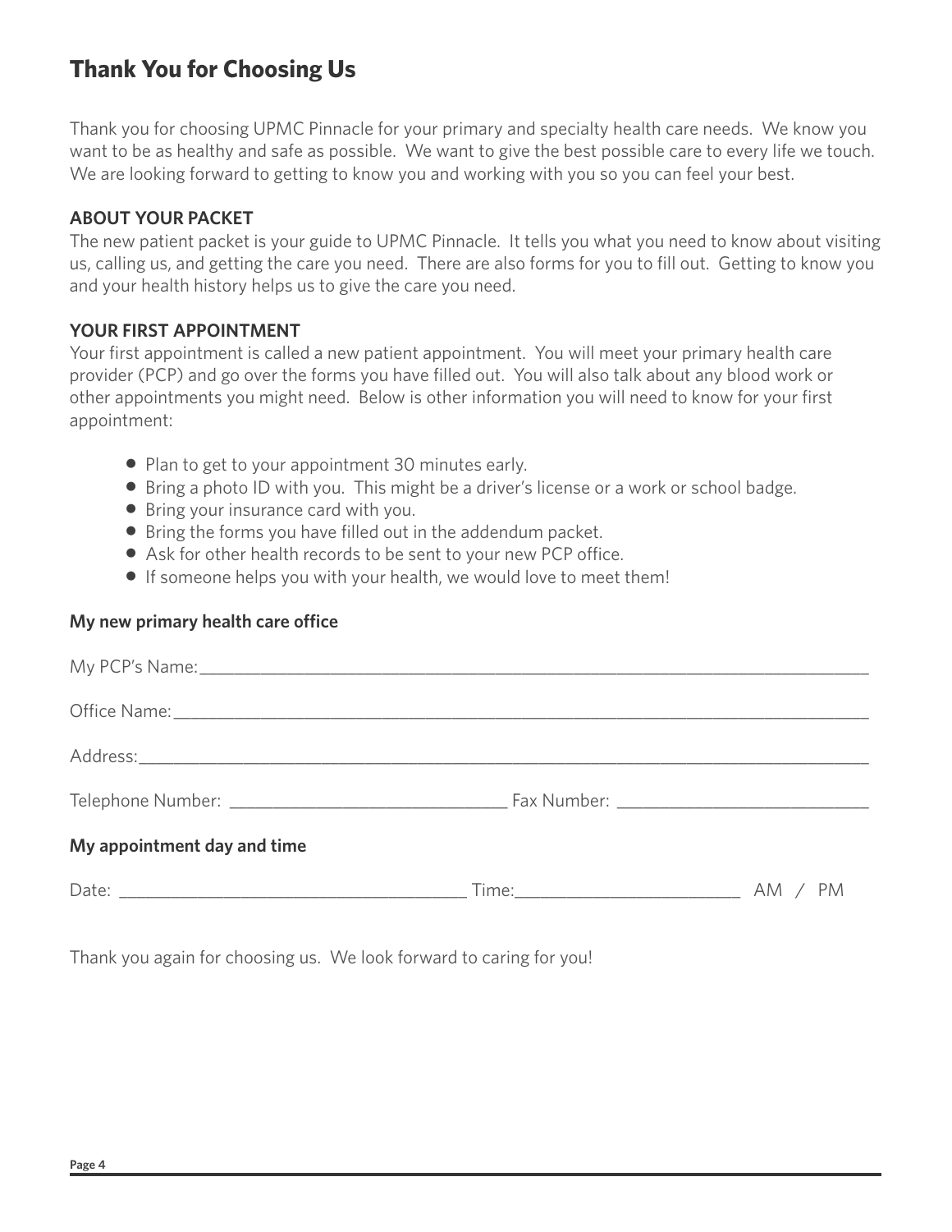# Thank You for Choosing Us

Thank you for choosing UPMC Pinnacle for your primary and specialty health care needs. We know you want to be as healthy and safe as possible. We want to give the best possible care to every life we touch. We are looking forward to getting to know you and working with you so you can feel your best.

**ABOUT YOUR PACKET**

The new patient packet is your guide to UPMC Pinnacle. It tells you what you need to know about visiting us, calling us, and getting the care you need. There are also forms for you to fill out. Getting to know you and your health history helps us to give the care you need.

**YOUR FIRST APPOINTMENT**

Your first appointment is called a new patient appointment. You will meet your primary health care provider (PCP) and go over the forms you have filled out. You will also talk about any blood work or other appointments you might need. Below is other information you will need to know for your first appointment:

- Plan to get to your appointment 30 minutes early.
- Bring a photo ID with you. This might be a driver's license or a work or school badge.
- Bring your insurance card with you.
- Bring the forms you have filled out in the addendum packet.
- Ask for other health records to be sent to your new PCP office.
- If someone helps you with your health, we would love to meet them!

**My new primary health care office**

My PCP's Name: ______________________________________________

Office Name: ______________________________________________

Address: ______________________________________________

Telephone Number: ____________________ Fax Number: ____________________

**My appointment day and time**

Date: ________________________ Time: ________________ AM / PM

Thank you again for choosing us. We look forward to caring for you!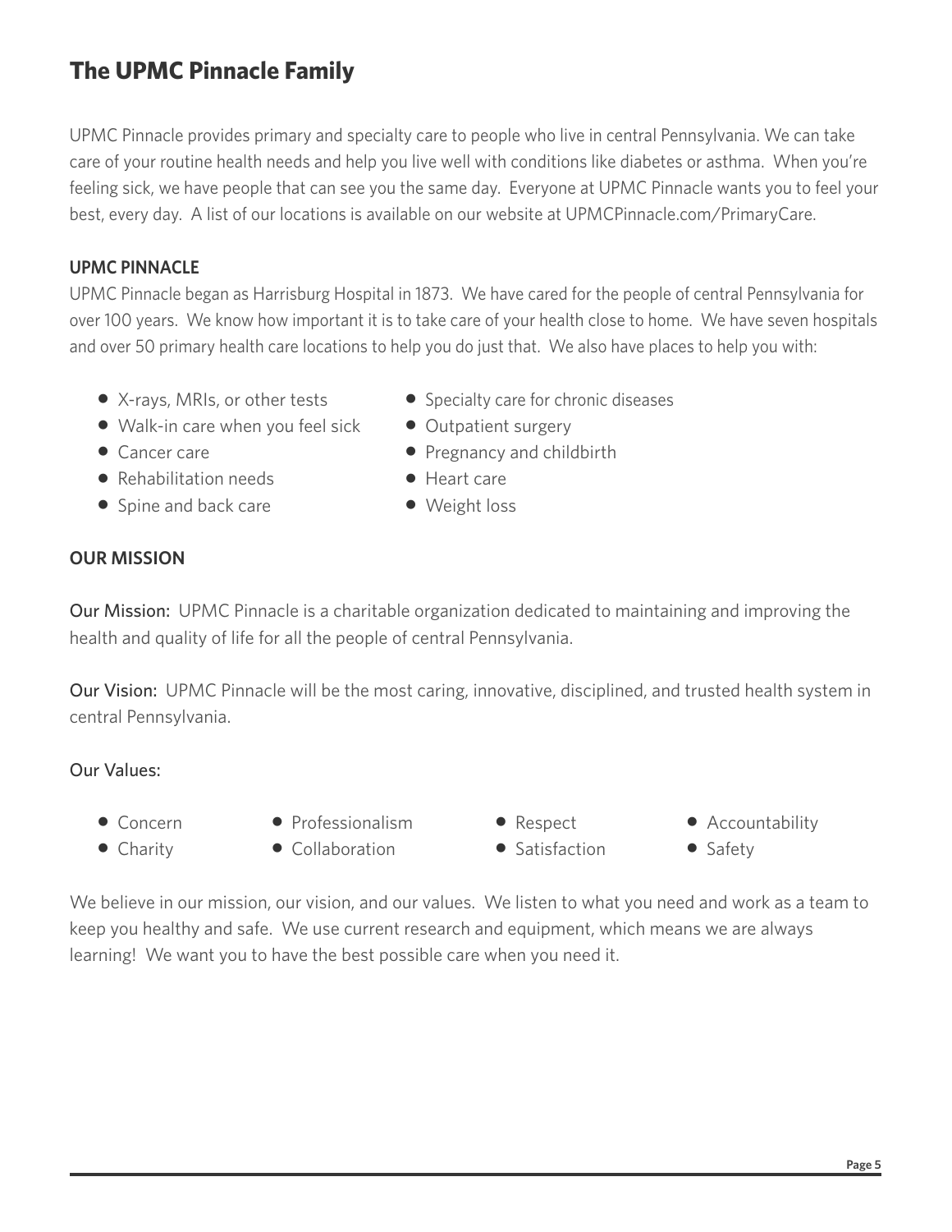# The UPMC Pinnacle Family

UPMC Pinnacle provides primary and specialty care to people who live in central Pennsylvania. We can take care of your routine health needs and help you live well with conditions like diabetes or asthma. When you're feeling sick, we have people that can see you the same day. Everyone at UPMC Pinnacle wants you to feel your best, every day. A list of our locations is available on our website at UPMCPinnacle.com/PrimaryCare.

## UPMC PINNACLE

UPMC Pinnacle began as Harrisburg Hospital in 1873. We have cared for the people of central Pennsylvania for over 100 years. We know how important it is to take care of your health close to home. We have seven hospitals and over 50 primary health care locations to help you do just that. We also have places to help you with:

- X-rays, MRIs, or other tests
- Walk-in care when you feel sick
- Cancer care
- Rehabilitation needs
- Spine and back care
- Specialty care for chronic diseases
- Outpatient surgery
- Pregnancy and childbirth
- Heart care
- Weight loss

## OUR MISSION

**Our Mission:** UPMC Pinnacle is a charitable organization dedicated to maintaining and improving the health and quality of life for all the people of central Pennsylvania.

**Our Vision:** UPMC Pinnacle will be the most caring, innovative, disciplined, and trusted health system in central Pennsylvania.

**Our Values:**

- Concern
- Charity
- Professionalism
- Collaboration
- Respect
- Satisfaction
- Accountability
- Safety

We believe in our mission, our vision, and our values. We listen to what you need and work as a team to keep you healthy and safe. We use current research and equipment, which means we are always learning! We want you to have the best possible care when you need it.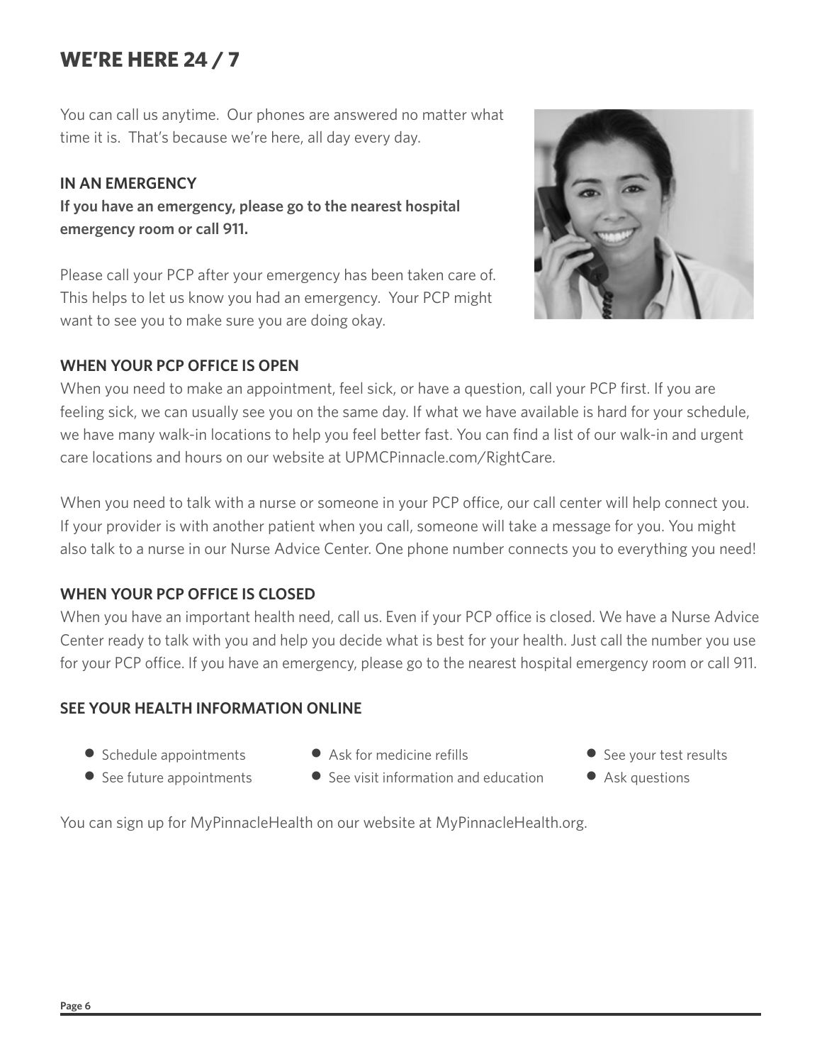# WE'RE HERE 24 / 7

You can call us anytime. Our phones are answered no matter what time it is. That's because we're here, all day every day.

### IN AN EMERGENCY

**If you have an emergency, please go to the nearest hospital emergency room or call 911.**

Please call your PCP after your emergency has been taken care of. This helps to let us know you had an emergency. Your PCP might want to see you to make sure you are doing okay.

### WHEN YOUR PCP OFFICE IS OPEN

When you need to make an appointment, feel sick, or have a question, call your PCP first. If you are feeling sick, we can usually see you on the same day. If what we have available is hard for your schedule, we have many walk-in locations to help you feel better fast. You can find a list of our walk-in and urgent care locations and hours on our website at UPMCPinnacle.com/RightCare.

When you need to talk with a nurse or someone in your PCP office, our call center will help connect you. If your provider is with another patient when you call, someone will take a message for you. You might also talk to a nurse in our Nurse Advice Center. One phone number connects you to everything you need!

### WHEN YOUR PCP OFFICE IS CLOSED

When you have an important health need, call us. Even if your PCP office is closed. We have a Nurse Advice Center ready to talk with you and help you decide what is best for your health. Just call the number you use for your PCP office. If you have an emergency, please go to the nearest hospital emergency room or call 911.

### SEE YOUR HEALTH INFORMATION ONLINE

- Schedule appointments
- See future appointments
- Ask for medicine refills
- See visit information and education
- See your test results
- Ask questions

You can sign up for MyPinnacleHealth on our website at MyPinnacleHealth.org.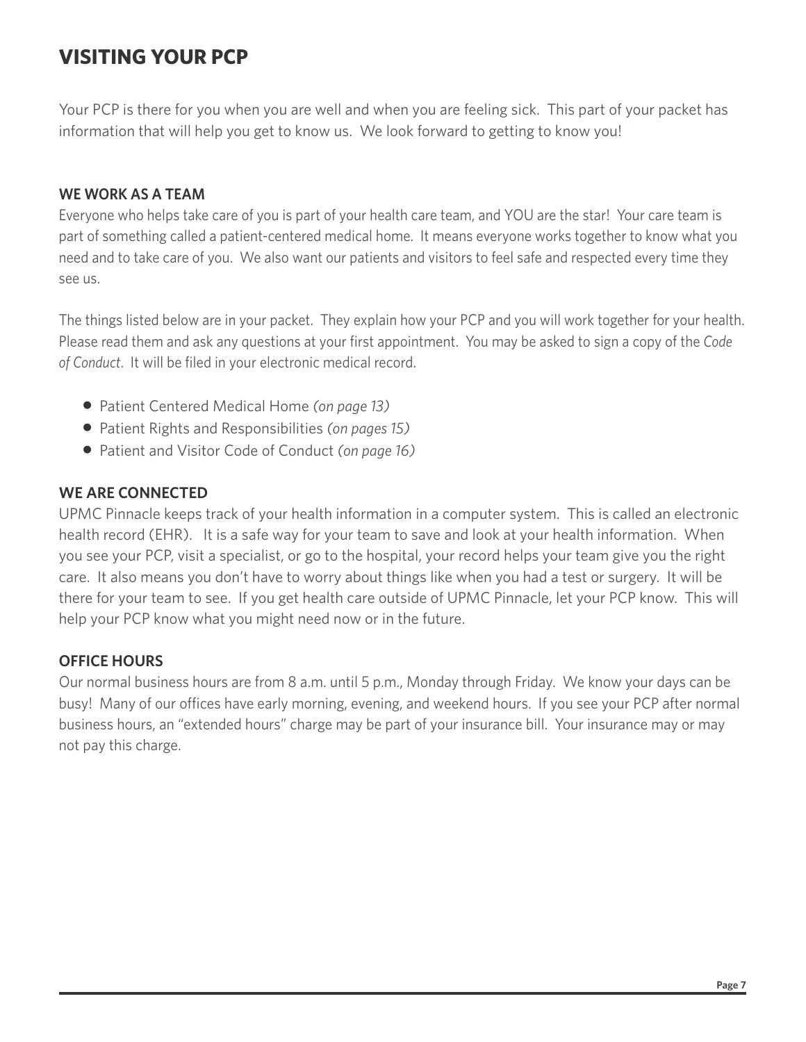# VISITING YOUR PCP

Your PCP is there for you when you are well and when you are feeling sick. This part of your packet has information that will help you get to know us. We look forward to getting to know you!

### WE WORK AS A TEAM

Everyone who helps take care of you is part of your health care team, and YOU are the star! Your care team is part of something called a patient-centered medical home. It means everyone works together to know what you need and to take care of you. We also want our patients and visitors to feel safe and respected every time they see us.

The things listed below are in your packet. They explain how your PCP and you will work together for your health. Please read them and ask any questions at your first appointment. You may be asked to sign a copy of the *Code of Conduct*. It will be filed in your electronic medical record.

- Patient Centered Medical Home *(on page 13)*
- Patient Rights and Responsibilities *(on pages 15)*
- Patient and Visitor Code of Conduct *(on page 16)*

### WE ARE CONNECTED

UPMC Pinnacle keeps track of your health information in a computer system. This is called an electronic health record (EHR). It is a safe way for your team to save and look at your health information. When you see your PCP, visit a specialist, or go to the hospital, your record helps your team give you the right care. It also means you don't have to worry about things like when you had a test or surgery. It will be there for your team to see. If you get health care outside of UPMC Pinnacle, let your PCP know. This will help your PCP know what you might need now or in the future.

### OFFICE HOURS

Our normal business hours are from 8 a.m. until 5 p.m., Monday through Friday. We know your days can be busy! Many of our offices have early morning, evening, and weekend hours. If you see your PCP after normal business hours, an "extended hours" charge may be part of your insurance bill. Your insurance may or may not pay this charge.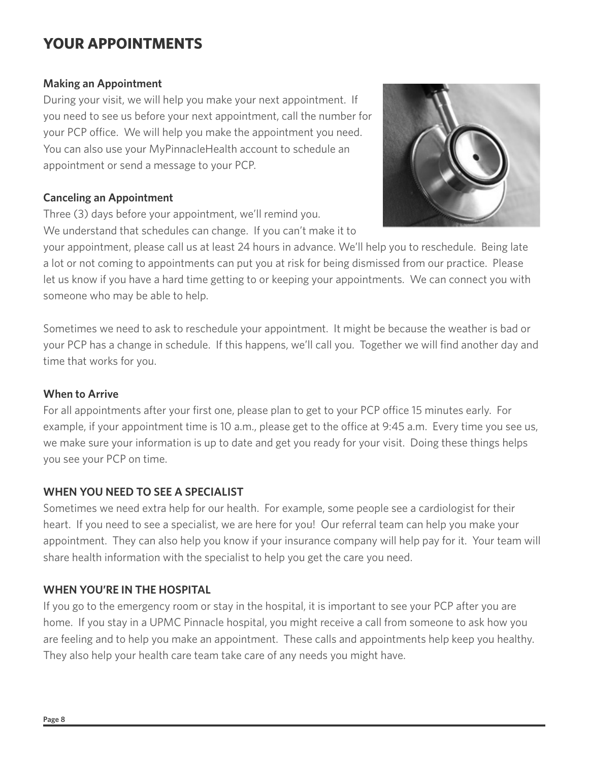# YOUR APPOINTMENTS

### Making an Appointment

During your visit, we will help you make your next appointment. If you need to see us before your next appointment, call the number for your PCP office. We will help you make the appointment you need. You can also use your MyPinnacleHealth account to schedule an appointment or send a message to your PCP.

### Canceling an Appointment

Three (3) days before your appointment, we'll remind you. We understand that schedules can change. If you can't make it to your appointment, please call us at least 24 hours in advance. We'll help you to reschedule. Being late a lot or not coming to appointments can put you at risk for being dismissed from our practice. Please let us know if you have a hard time getting to or keeping your appointments. We can connect you with someone who may be able to help.

Sometimes we need to ask to reschedule your appointment. It might be because the weather is bad or your PCP has a change in schedule. If this happens, we'll call you. Together we will find another day and time that works for you.

### When to Arrive

For all appointments after your first one, please plan to get to your PCP office 15 minutes early. For example, if your appointment time is 10 a.m., please get to the office at 9:45 a.m. Every time you see us, we make sure your information is up to date and get you ready for your visit. Doing these things helps you see your PCP on time.

## WHEN YOU NEED TO SEE A SPECIALIST

Sometimes we need extra help for our health. For example, some people see a cardiologist for their heart. If you need to see a specialist, we are here for you! Our referral team can help you make your appointment. They can also help you know if your insurance company will help pay for it. Your team will share health information with the specialist to help you get the care you need.

## WHEN YOU'RE IN THE HOSPITAL

If you go to the emergency room or stay in the hospital, it is important to see your PCP after you are home. If you stay in a UPMC Pinnacle hospital, you might receive a call from someone to ask how you are feeling and to help you make an appointment. These calls and appointments help keep you healthy. They also help your health care team take care of any needs you might have.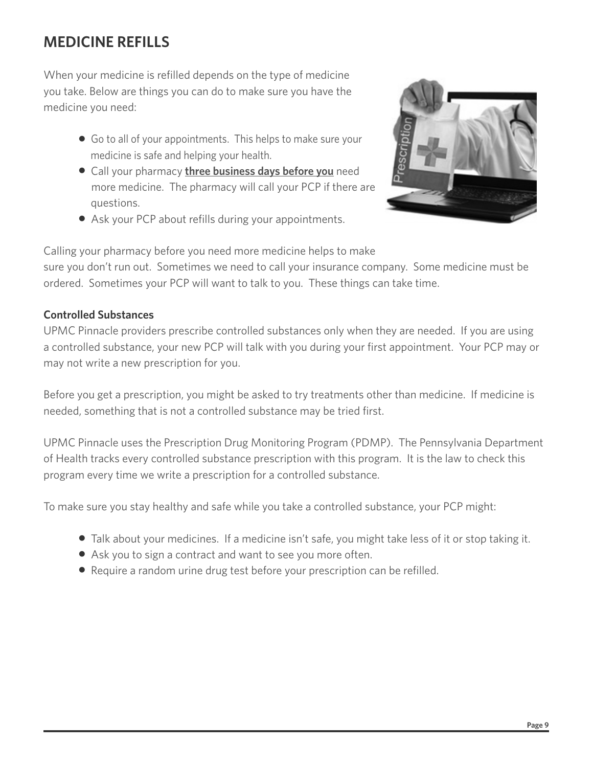# MEDICINE REFILLS

When your medicine is refilled depends on the type of medicine you take. Below are things you can do to make sure you have the medicine you need:

- Go to all of your appointments. This helps to make sure your medicine is safe and helping your health.
- Call your pharmacy **three business days before you** need more medicine. The pharmacy will call your PCP if there are questions.
- Ask your PCP about refills during your appointments.

Calling your pharmacy before you need more medicine helps to make sure you don't run out. Sometimes we need to call your insurance company. Some medicine must be ordered. Sometimes your PCP will want to talk to you. These things can take time.

**Controlled Substances**

UPMC Pinnacle providers prescribe controlled substances only when they are needed. If you are using a controlled substance, your new PCP will talk with you during your first appointment. Your PCP may or may not write a new prescription for you.

Before you get a prescription, you might be asked to try treatments other than medicine. If medicine is needed, something that is not a controlled substance may be tried first.

UPMC Pinnacle uses the Prescription Drug Monitoring Program (PDMP). The Pennsylvania Department of Health tracks every controlled substance prescription with this program. It is the law to check this program every time we write a prescription for a controlled substance.

To make sure you stay healthy and safe while you take a controlled substance, your PCP might:

- Talk about your medicines. If a medicine isn't safe, you might take less of it or stop taking it.
- Ask you to sign a contract and want to see you more often.
- Require a random urine drug test before your prescription can be refilled.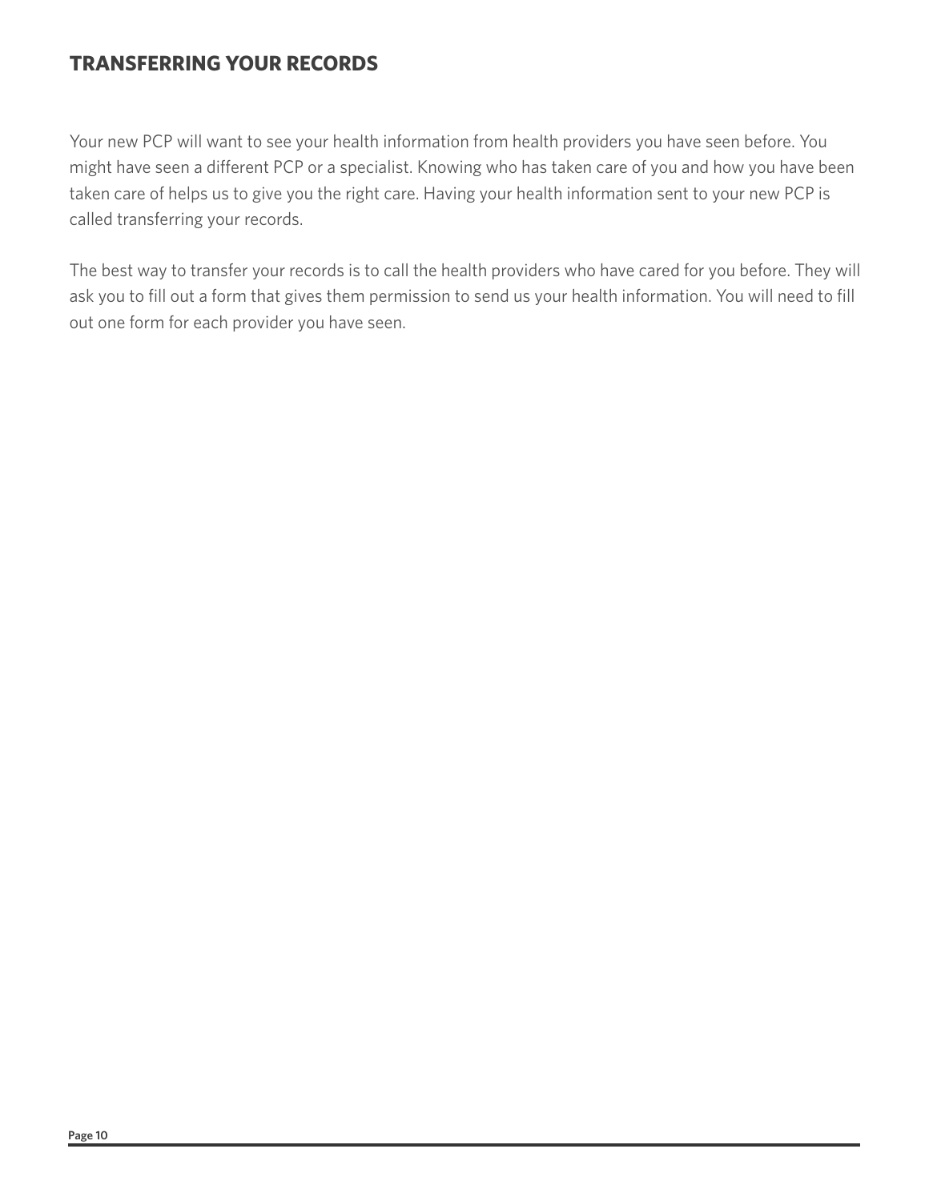## TRANSFERRING YOUR RECORDS

Your new PCP will want to see your health information from health providers you have seen before. You might have seen a different PCP or a specialist. Knowing who has taken care of you and how you have been taken care of helps us to give you the right care. Having your health information sent to your new PCP is called transferring your records.

The best way to transfer your records is to call the health providers who have cared for you before. They will ask you to fill out a form that gives them permission to send us your health information. You will need to fill out one form for each provider you have seen.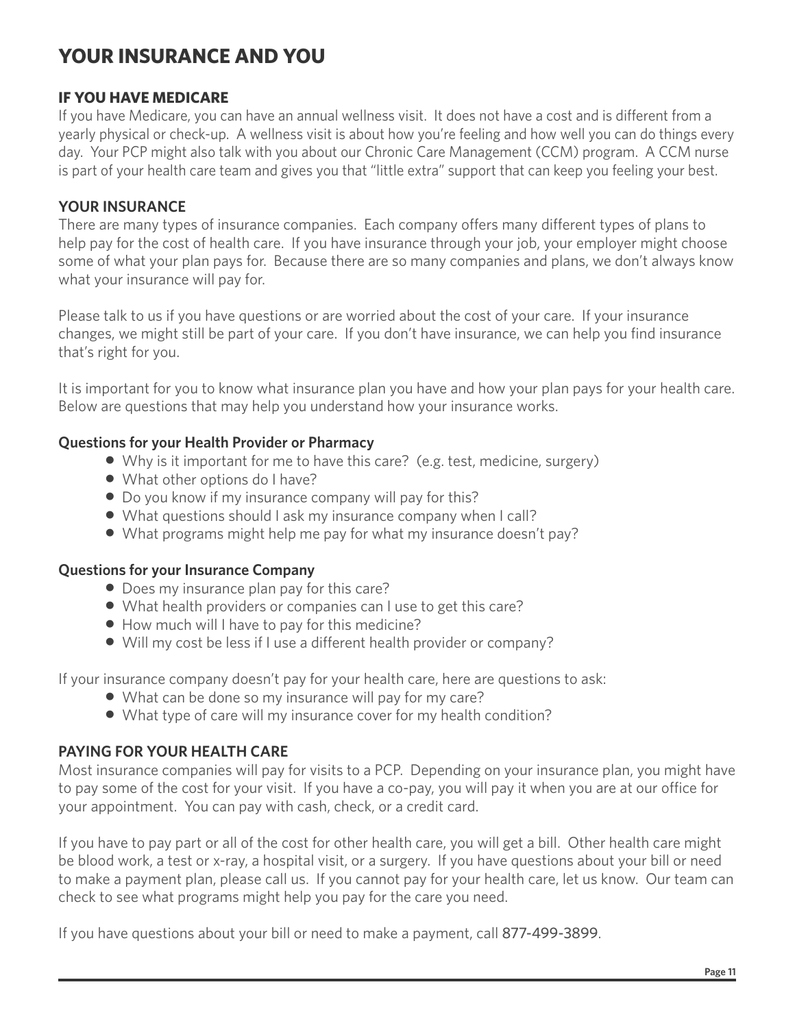# YOUR INSURANCE AND YOU

## IF YOU HAVE MEDICARE

If you have Medicare, you can have an annual wellness visit. It does not have a cost and is different from a yearly physical or check-up. A wellness visit is about how you're feeling and how well you can do things every day. Your PCP might also talk with you about our Chronic Care Management (CCM) program. A CCM nurse is part of your health care team and gives you that "little extra" support that can keep you feeling your best.

## YOUR INSURANCE

There are many types of insurance companies. Each company offers many different types of plans to help pay for the cost of health care. If you have insurance through your job, your employer might choose some of what your plan pays for. Because there are so many companies and plans, we don't always know what your insurance will pay for.

Please talk to us if you have questions or are worried about the cost of your care. If your insurance changes, we might still be part of your care. If you don't have insurance, we can help you find insurance that's right for you.

It is important for you to know what insurance plan you have and how your plan pays for your health care. Below are questions that may help you understand how your insurance works.

**Questions for your Health Provider or Pharmacy**

- Why is it important for me to have this care? (e.g. test, medicine, surgery)
- What other options do I have?
- Do you know if my insurance company will pay for this?
- What questions should I ask my insurance company when I call?
- What programs might help me pay for what my insurance doesn't pay?

**Questions for your Insurance Company**

- Does my insurance plan pay for this care?
- What health providers or companies can I use to get this care?
- How much will I have to pay for this medicine?
- Will my cost be less if I use a different health provider or company?

If your insurance company doesn't pay for your health care, here are questions to ask:

- What can be done so my insurance will pay for my care?
- What type of care will my insurance cover for my health condition?

## PAYING FOR YOUR HEALTH CARE

Most insurance companies will pay for visits to a PCP. Depending on your insurance plan, you might have to pay some of the cost for your visit. If you have a co-pay, you will pay it when you are at our office for your appointment. You can pay with cash, check, or a credit card.

If you have to pay part or all of the cost for other health care, you will get a bill. Other health care might be blood work, a test or x-ray, a hospital visit, or a surgery. If you have questions about your bill or need to make a payment plan, please call us. If you cannot pay for your health care, let us know. Our team can check to see what programs might help you pay for the care you need.

If you have questions about your bill or need to make a payment, call 877-499-3899.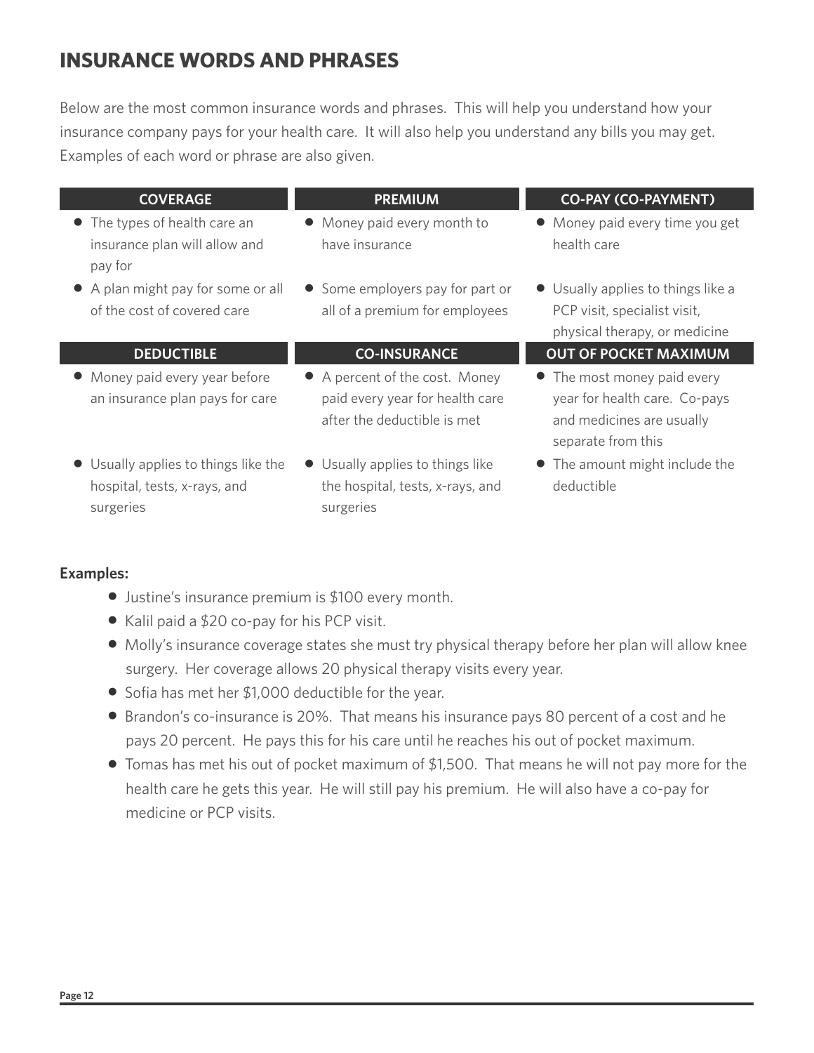# INSURANCE WORDS AND PHRASES

Below are the most common insurance words and phrases. This will help you understand how your insurance company pays for your health care. It will also help you understand any bills you may get. Examples of each word or phrase are also given.

### COVERAGE

- The types of health care an insurance plan will allow and pay for
- A plan might pay for some or all of the cost of covered care

### PREMIUM

- Money paid every month to have insurance
- Some employers pay for part or all of a premium for employees

### CO-PAY (CO-PAYMENT)

- Money paid every time you get health care
- Usually applies to things like a PCP visit, specialist visit, physical therapy, or medicine

### DEDUCTIBLE

- Money paid every year before an insurance plan pays for care
- Usually applies to things like the hospital, tests, x-rays, and surgeries

### CO-INSURANCE

- A percent of the cost. Money paid every year for health care after the deductible is met
- Usually applies to things like the hospital, tests, x-rays, and surgeries

### OUT OF POCKET MAXIMUM

- The most money paid every year for health care. Co-pays and medicines are usually separate from this
- The amount might include the deductible

**Examples:**

- Justine's insurance premium is $100 every month.
- Kalil paid a $20 co-pay for his PCP visit.
- Molly's insurance coverage states she must try physical therapy before her plan will allow knee surgery. Her coverage allows 20 physical therapy visits every year.
- Sofia has met her $1,000 deductible for the year.
- Brandon's co-insurance is 20%. That means his insurance pays 80 percent of a cost and he pays 20 percent. He pays this for his care until he reaches his out of pocket maximum.
- Tomas has met his out of pocket maximum of $1,500. That means he will not pay more for the health care he gets this year. He will still pay his premium. He will also have a co-pay for medicine or PCP visits.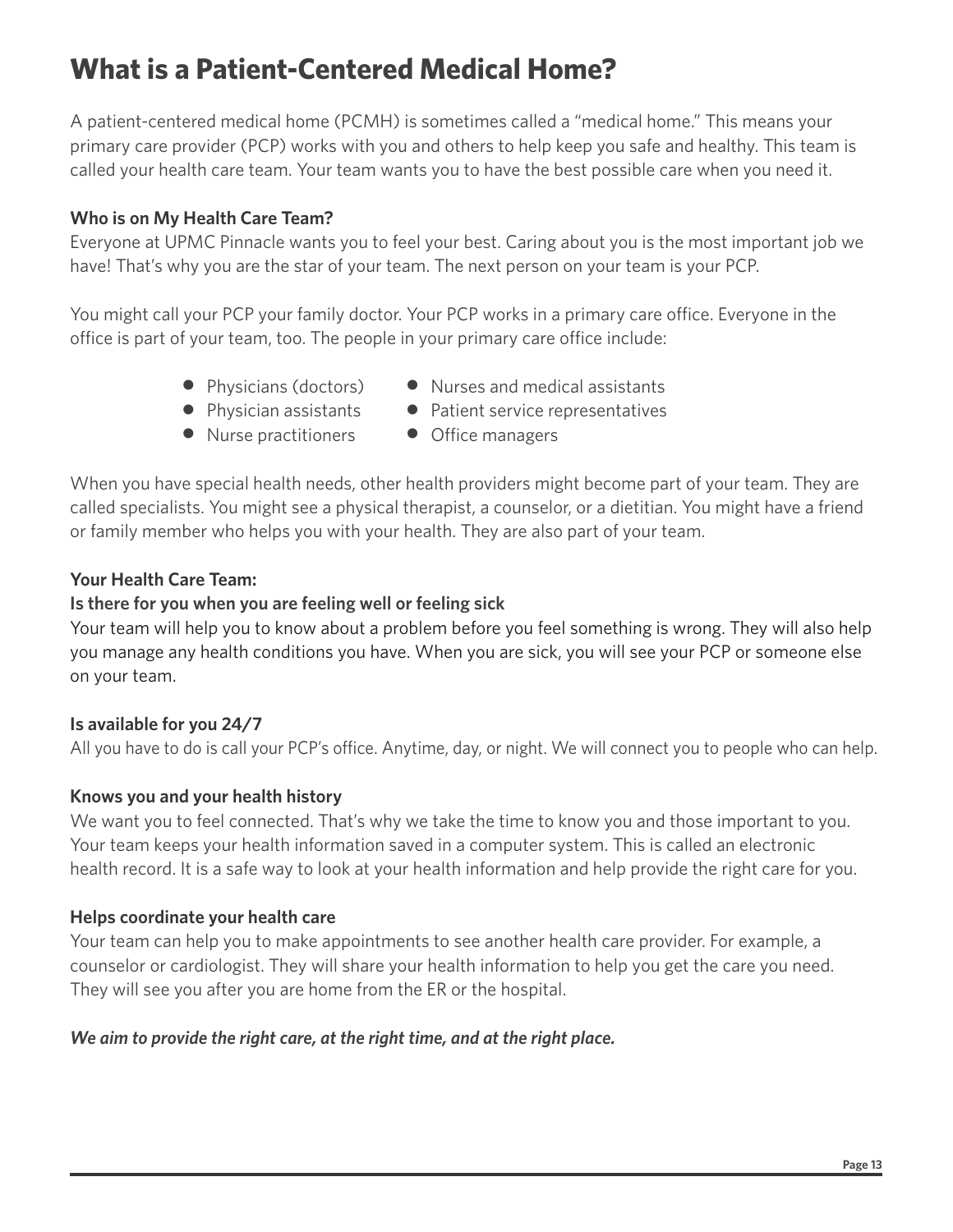# What is a Patient-Centered Medical Home?

A patient-centered medical home (PCMH) is sometimes called a "medical home." This means your primary care provider (PCP) works with you and others to help keep you safe and healthy. This team is called your health care team. Your team wants you to have the best possible care when you need it.

**Who is on My Health Care Team?**

Everyone at UPMC Pinnacle wants you to feel your best. Caring about you is the most important job we have! That's why you are the star of your team. The next person on your team is your PCP.

You might call your PCP your family doctor. Your PCP works in a primary care office. Everyone in the office is part of your team, too. The people in your primary care office include:

- Physicians (doctors)
- Physician assistants
- Nurse practitioners
- Nurses and medical assistants
- Patient service representatives
- Office managers

When you have special health needs, other health providers might become part of your team. They are called specialists. You might see a physical therapist, a counselor, or a dietitian. You might have a friend or family member who helps you with your health. They are also part of your team.

**Your Health Care Team:**

**Is there for you when you are feeling well or feeling sick**

Your team will help you to know about a problem before you feel something is wrong. They will also help you manage any health conditions you have. When you are sick, you will see your PCP or someone else on your team.

**Is available for you 24/7**

All you have to do is call your PCP's office. Anytime, day, or night. We will connect you to people who can help.

**Knows you and your health history**

We want you to feel connected. That's why we take the time to know you and those important to you. Your team keeps your health information saved in a computer system. This is called an electronic health record. It is a safe way to look at your health information and help provide the right care for you.

**Helps coordinate your health care**

Your team can help you to make appointments to see another health care provider. For example, a counselor or cardiologist. They will share your health information to help you get the care you need. They will see you after you are home from the ER or the hospital.

***We aim to provide the right care, at the right time, and at the right place.***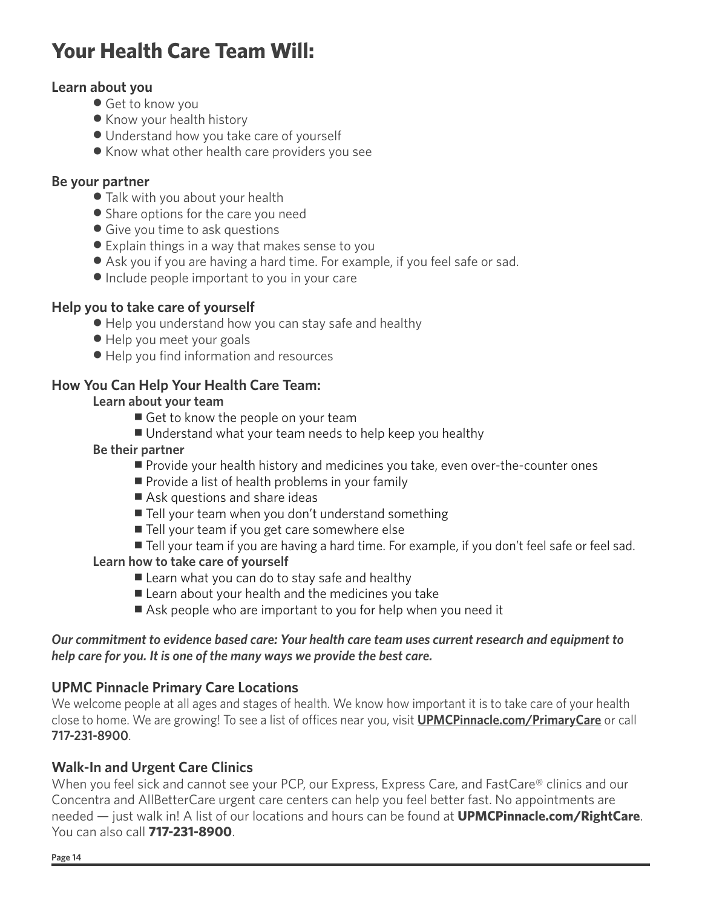# Your Health Care Team Will:

### Learn about you

- Get to know you
- Know your health history
- Understand how you take care of yourself
- Know what other health care providers you see

### Be your partner

- Talk with you about your health
- Share options for the care you need
- Give you time to ask questions
- Explain things in a way that makes sense to you
- Ask you if you are having a hard time. For example, if you feel safe or sad.
- Include people important to you in your care

### Help you to take care of yourself

- Help you understand how you can stay safe and healthy
- Help you meet your goals
- Help you find information and resources

### How You Can Help Your Health Care Team:

**Learn about your team**

- Get to know the people on your team
- Understand what your team needs to help keep you healthy

**Be their partner**

- Provide your health history and medicines you take, even over-the-counter ones
- Provide a list of health problems in your family
- Ask questions and share ideas
- Tell your team when you don't understand something
- Tell your team if you get care somewhere else
- Tell your team if you are having a hard time. For example, if you don't feel safe or feel sad.

**Learn how to take care of yourself**

- Learn what you can do to stay safe and healthy
- Learn about your health and the medicines you take
- Ask people who are important to you for help when you need it

***Our commitment to evidence based care: Your health care team uses current research and equipment to help care for you. It is one of the many ways we provide the best care.***

## UPMC Pinnacle Primary Care Locations

We welcome people at all ages and stages of health. We know how important it is to take care of your health close to home. We are growing! To see a list of offices near you, visit **UPMCPinnacle.com/PrimaryCare** or call **717-231-8900**.

## Walk-In and Urgent Care Clinics

When you feel sick and cannot see your PCP, our Express, Express Care, and FastCare® clinics and our Concentra and AllBetterCare urgent care centers can help you feel better fast. No appointments are needed — just walk in! A list of our locations and hours can be found at **UPMCPinnacle.com/RightCare**. You can also call **717-231-8900**.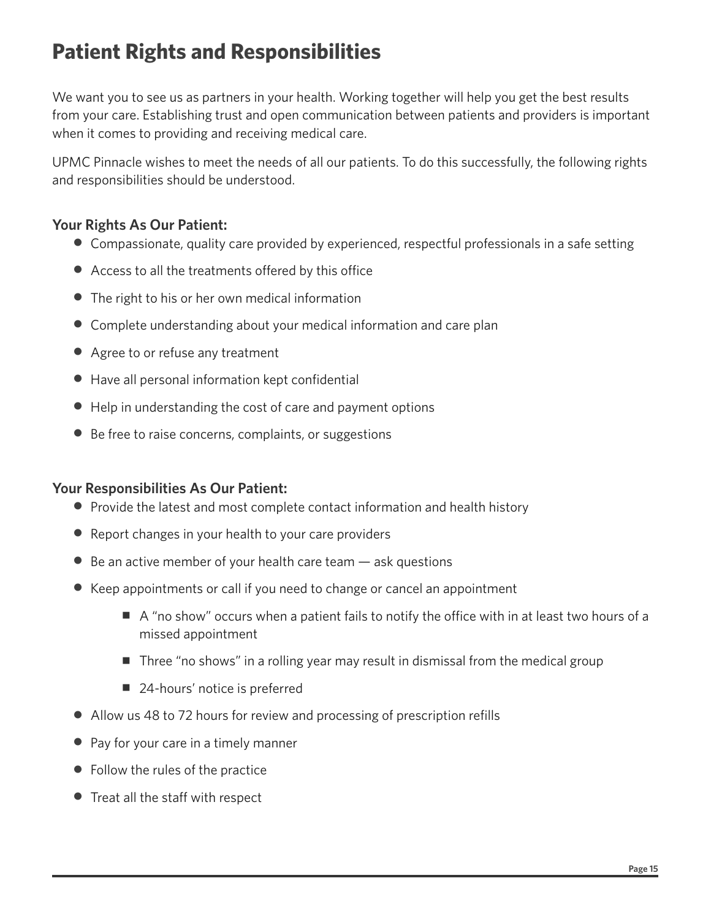# Patient Rights and Responsibilities

We want you to see us as partners in your health. Working together will help you get the best results from your care. Establishing trust and open communication between patients and providers is important when it comes to providing and receiving medical care.

UPMC Pinnacle wishes to meet the needs of all our patients. To do this successfully, the following rights and responsibilities should be understood.

### Your Rights As Our Patient:

- Compassionate, quality care provided by experienced, respectful professionals in a safe setting
- Access to all the treatments offered by this office
- The right to his or her own medical information
- Complete understanding about your medical information and care plan
- Agree to or refuse any treatment
- Have all personal information kept confidential
- Help in understanding the cost of care and payment options
- Be free to raise concerns, complaints, or suggestions

### Your Responsibilities As Our Patient:

- Provide the latest and most complete contact information and health history
- Report changes in your health to your care providers
- Be an active member of your health care team — ask questions
- Keep appointments or call if you need to change or cancel an appointment
  - A "no show" occurs when a patient fails to notify the office with in at least two hours of a missed appointment
  - Three "no shows" in a rolling year may result in dismissal from the medical group
  - 24-hours' notice is preferred
- Allow us 48 to 72 hours for review and processing of prescription refills
- Pay for your care in a timely manner
- Follow the rules of the practice
- Treat all the staff with respect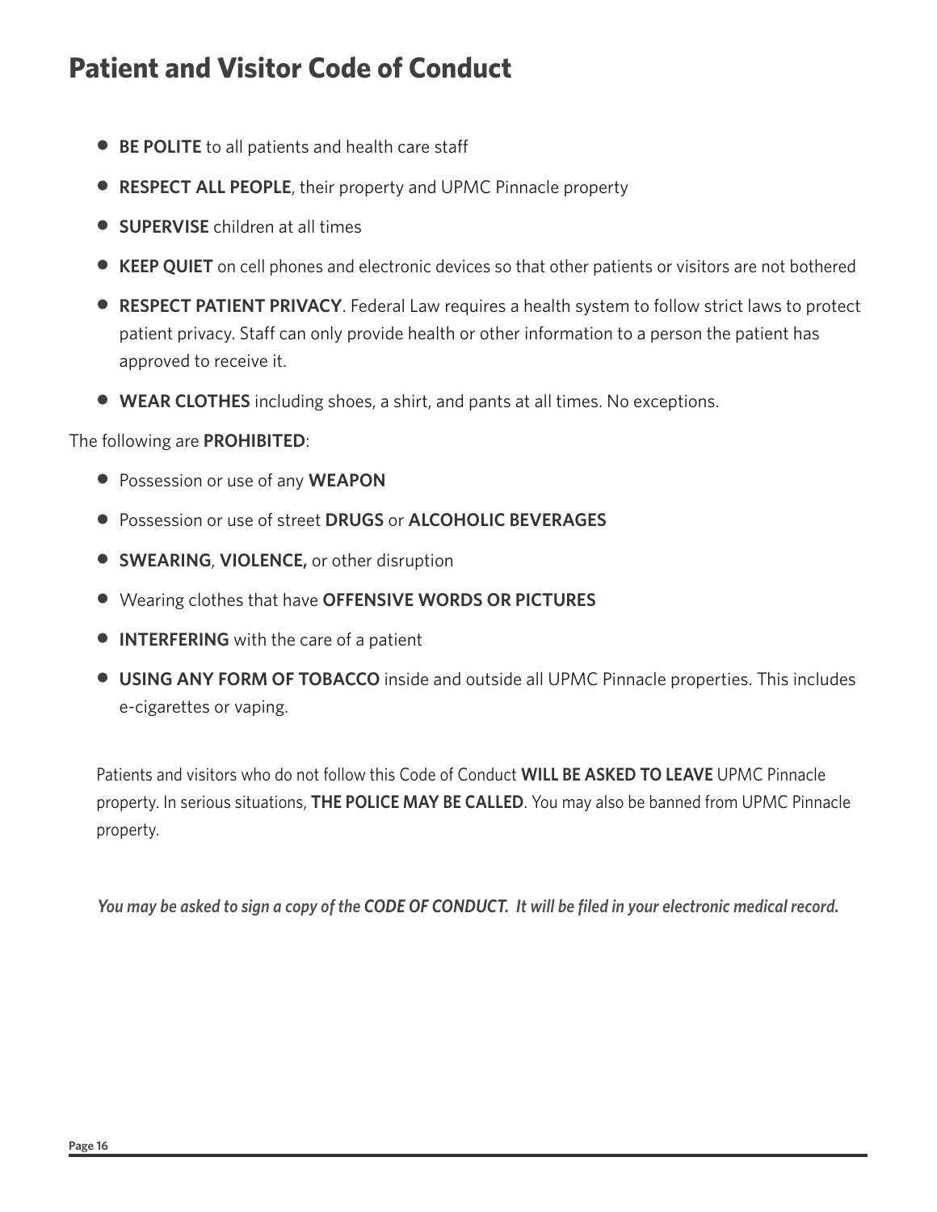# Patient and Visitor Code of Conduct

- **BE POLITE** to all patients and health care staff
- **RESPECT ALL PEOPLE**, their property and UPMC Pinnacle property
- **SUPERVISE** children at all times
- **KEEP QUIET** on cell phones and electronic devices so that other patients or visitors are not bothered
- **RESPECT PATIENT PRIVACY**. Federal Law requires a health system to follow strict laws to protect patient privacy. Staff can only provide health or other information to a person the patient has approved to receive it.
- **WEAR CLOTHES** including shoes, a shirt, and pants at all times. No exceptions.

The following are **PROHIBITED**:

- Possession or use of any **WEAPON**
- Possession or use of street **DRUGS** or **ALCOHOLIC BEVERAGES**
- **SWEARING**, **VIOLENCE,** or other disruption
- Wearing clothes that have **OFFENSIVE WORDS OR PICTURES**
- **INTERFERING** with the care of a patient
- **USING ANY FORM OF TOBACCO** inside and outside all UPMC Pinnacle properties. This includes e-cigarettes or vaping.

Patients and visitors who do not follow this Code of Conduct **WILL BE ASKED TO LEAVE** UPMC Pinnacle property. In serious situations, **THE POLICE MAY BE CALLED**. You may also be banned from UPMC Pinnacle property.

*You may be asked to sign a copy of the **CODE OF CONDUCT**. It will be filed in your electronic medical record.*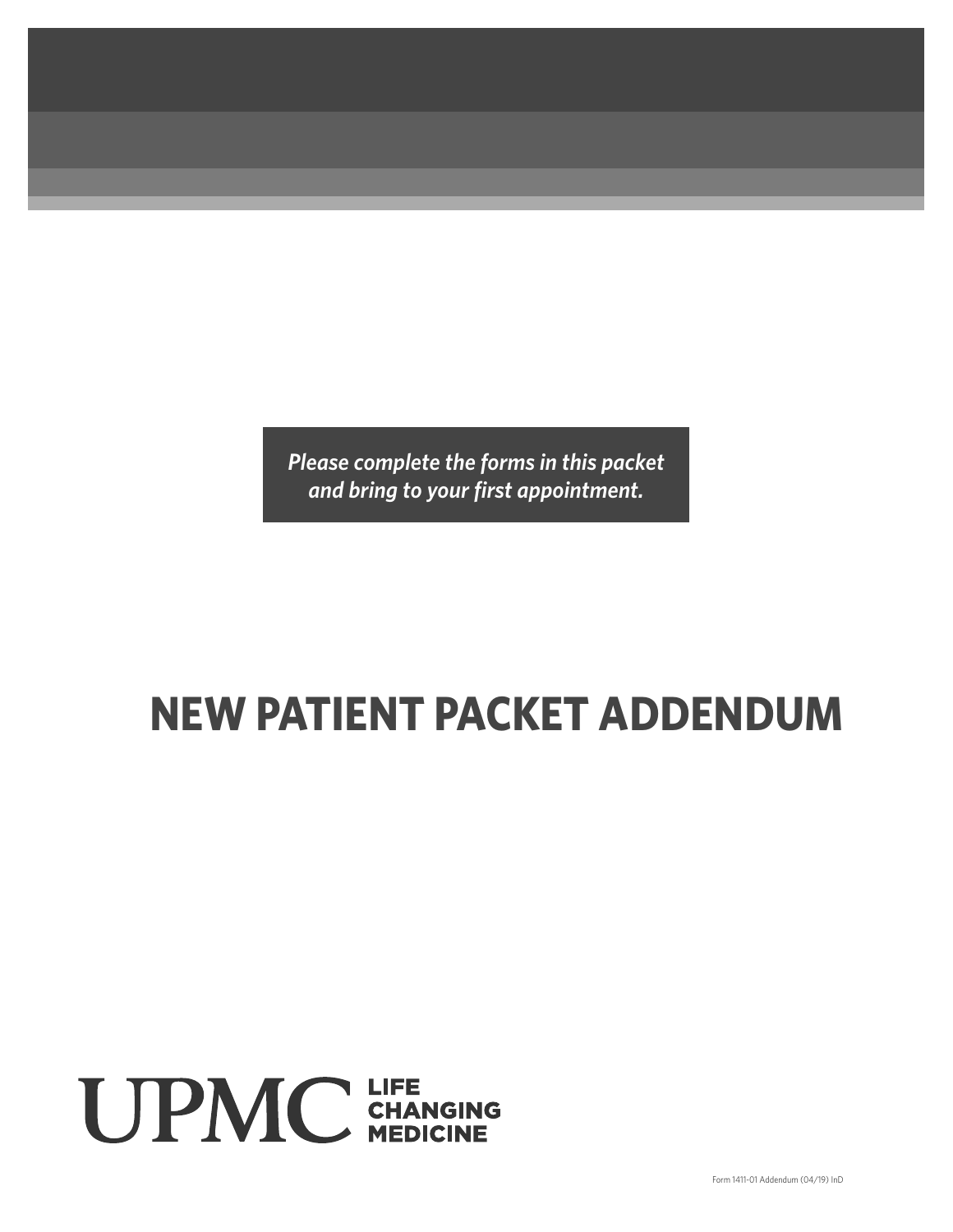*Please complete the forms in this packet and bring to your first appointment.*

# NEW PATIENT PACKET ADDENDUM

UPMC LIFE CHANGING MEDICINE

Form 1411-01 Addendum (04/19) InD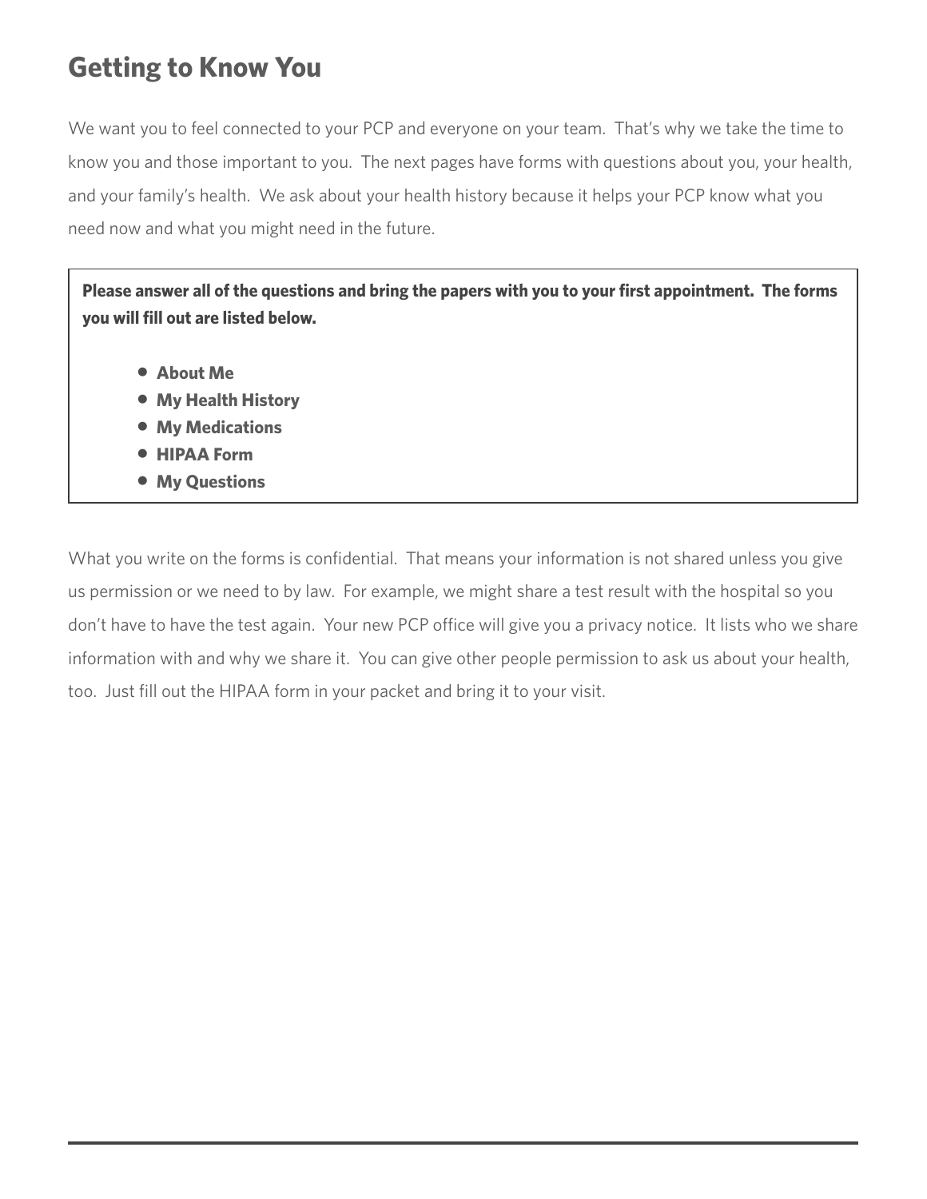# Getting to Know You

We want you to feel connected to your PCP and everyone on your team. That's why we take the time to know you and those important to you. The next pages have forms with questions about you, your health, and your family's health. We ask about your health history because it helps your PCP know what you need now and what you might need in the future.

**Please answer all of the questions and bring the papers with you to your first appointment. The forms you will fill out are listed below.**

- **About Me**
- **My Health History**
- **My Medications**
- **HIPAA Form**
- **My Questions**

What you write on the forms is confidential. That means your information is not shared unless you give us permission or we need to by law. For example, we might share a test result with the hospital so you don't have to have the test again. Your new PCP office will give you a privacy notice. It lists who we share information with and why we share it. You can give other people permission to ask us about your health, too. Just fill out the HIPAA form in your packet and bring it to your visit.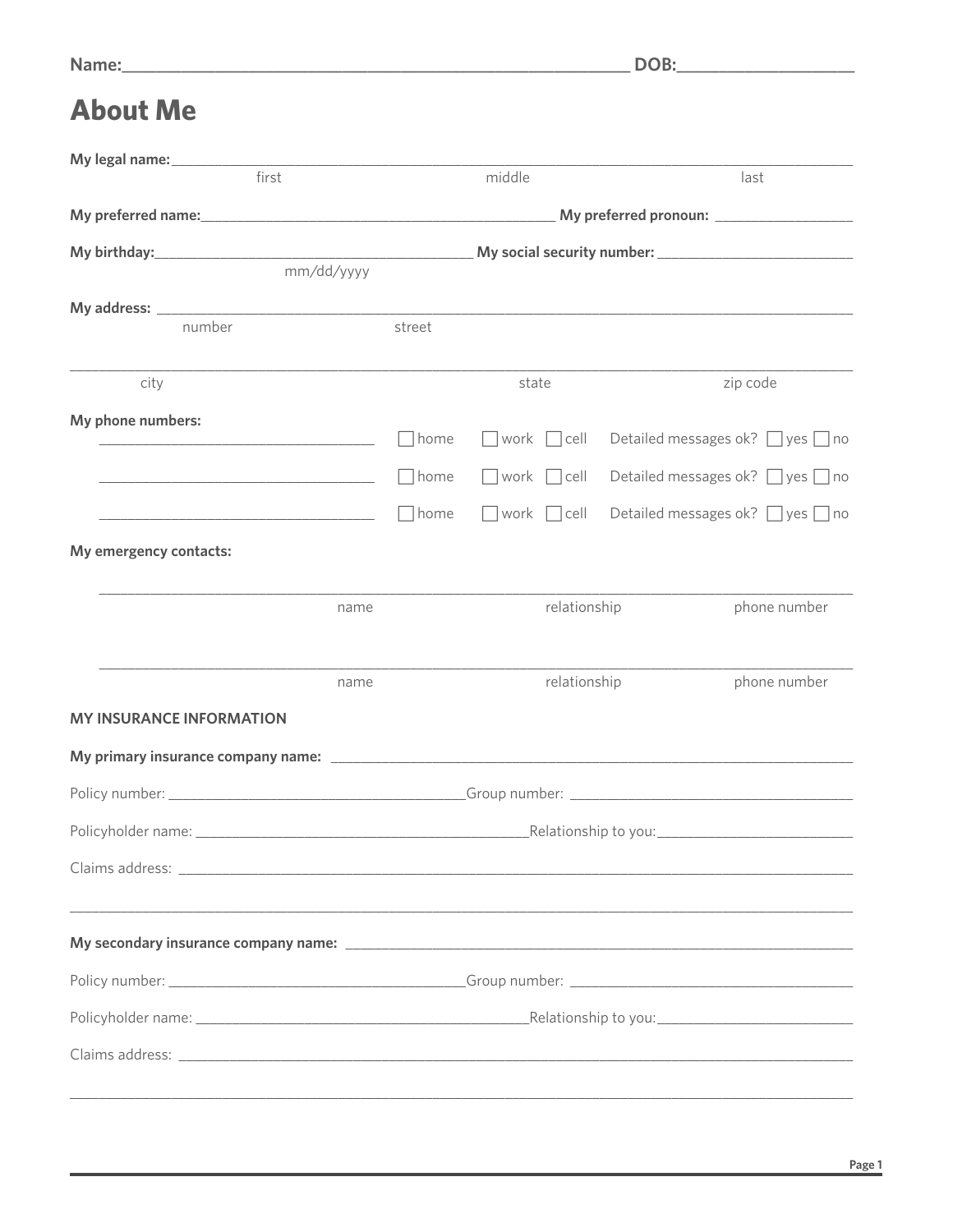**Name:**_______________________________________________________ **DOB:**__________________

# About Me

**My legal name:**_____________________________________________________________________________

first middle last

**My preferred name:**_________________________________________ **My preferred pronoun:** _________________

**My birthday:**_____________________________________ **My social security number:** ______________________

mm/dd/yyyy

**My address:** _______________________________________________________________________________

number street

______________________________________________________________________________________

city state zip code

**My phone numbers:**

______________________________ ☐ home ☐ work ☐ cell Detailed messages ok? ☐ yes ☐ no

______________________________ ☐ home ☐ work ☐ cell Detailed messages ok? ☐ yes ☐ no

______________________________ ☐ home ☐ work ☐ cell Detailed messages ok? ☐ yes ☐ no

**My emergency contacts:**

______________________________________________________________________________________

name relationship phone number

______________________________________________________________________________________

name relationship phone number

**MY INSURANCE INFORMATION**

**My primary insurance company name:** _______________________________________________________

Policy number: __________________________________Group number: _________________________________

Policyholder name: ______________________________________Relationship to you:_______________________

Claims address: ________________________________________________________________________

______________________________________________________________________________________

**My secondary insurance company name:** _____________________________________________________

Policy number: __________________________________Group number: _________________________________

Policyholder name: ______________________________________Relationship to you:_______________________

Claims address: ________________________________________________________________________

______________________________________________________________________________________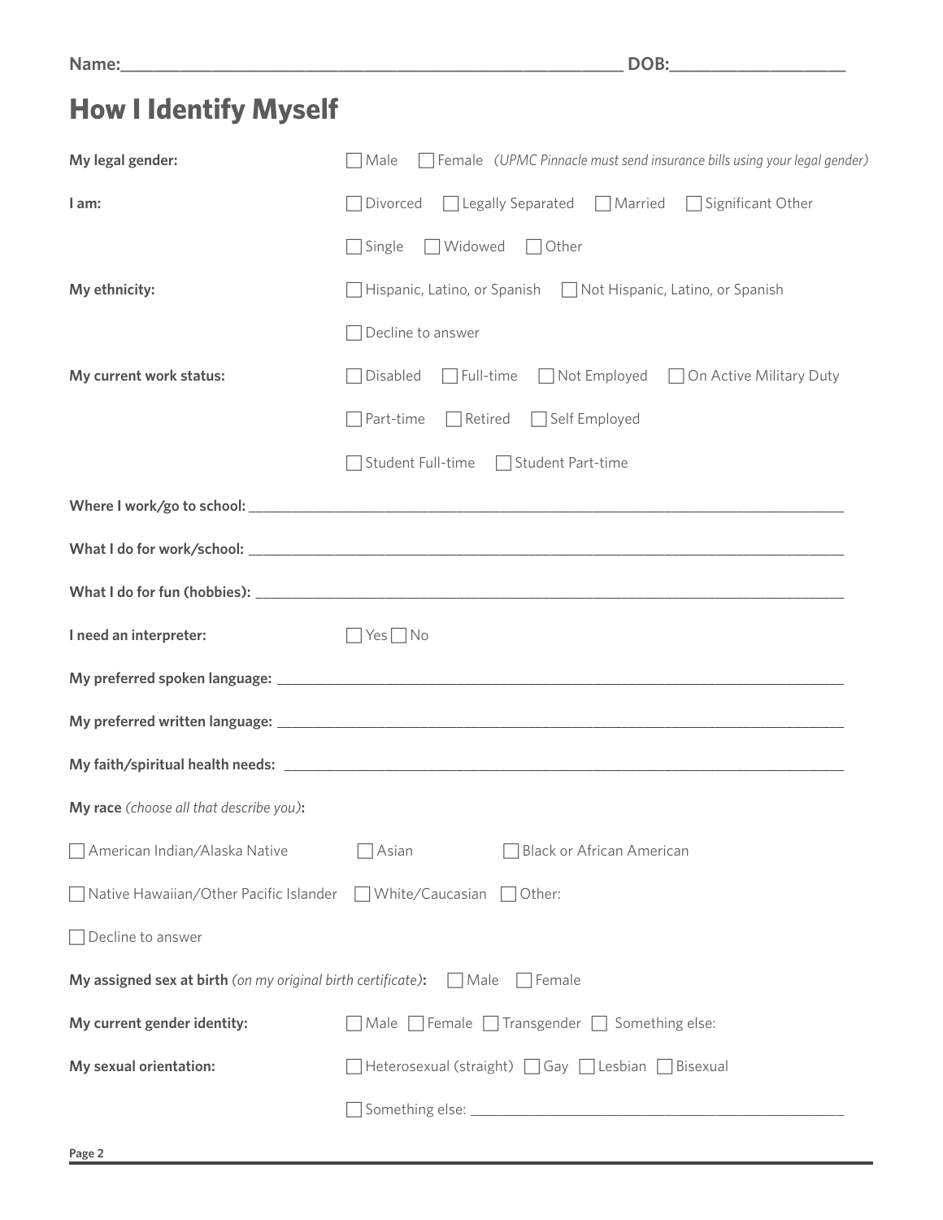**Name:**______________________________________________________ **DOB:**__________________

# How I Identify Myself

**My legal gender:** ☐ Male ☐ Female *(UPMC Pinnacle must send insurance bills using your legal gender)*

**I am:** ☐ Divorced ☐ Legally Separated ☐ Married ☐ Significant Other

☐ Single ☐ Widowed ☐ Other

**My ethnicity:** ☐ Hispanic, Latino, or Spanish ☐ Not Hispanic, Latino, or Spanish

☐ Decline to answer

**My current work status:** ☐ Disabled ☐ Full-time ☐ Not Employed ☐ On Active Military Duty

☐ Part-time ☐ Retired ☐ Self Employed

☐ Student Full-time ☐ Student Part-time

**Where I work/go to school:** ____________________________________________________________________________

**What I do for work/school:** ____________________________________________________________________________

**What I do for fun (hobbies):** ____________________________________________________________________________

**I need an interpreter:** ☐ Yes ☐ No

**My preferred spoken language:** ______________________________________________________________________

**My preferred written language:** ______________________________________________________________________

**My faith/spiritual health needs:** ______________________________________________________________________

**My race** *(choose all that describe you)***:**

☐ American Indian/Alaska Native ☐ Asian ☐ Black or African American

☐ Native Hawaiian/Other Pacific Islander ☐ White/Caucasian ☐ Other:

☐ Decline to answer

**My assigned sex at birth** *(on my original birth certificate)***:** ☐ Male ☐ Female

**My current gender identity:** ☐ Male ☐ Female ☐ Transgender ☐ Something else:

**My sexual orientation:** ☐ Heterosexual (straight) ☐ Gay ☐ Lesbian ☐ Bisexual

☐ Something else: ____________________________________________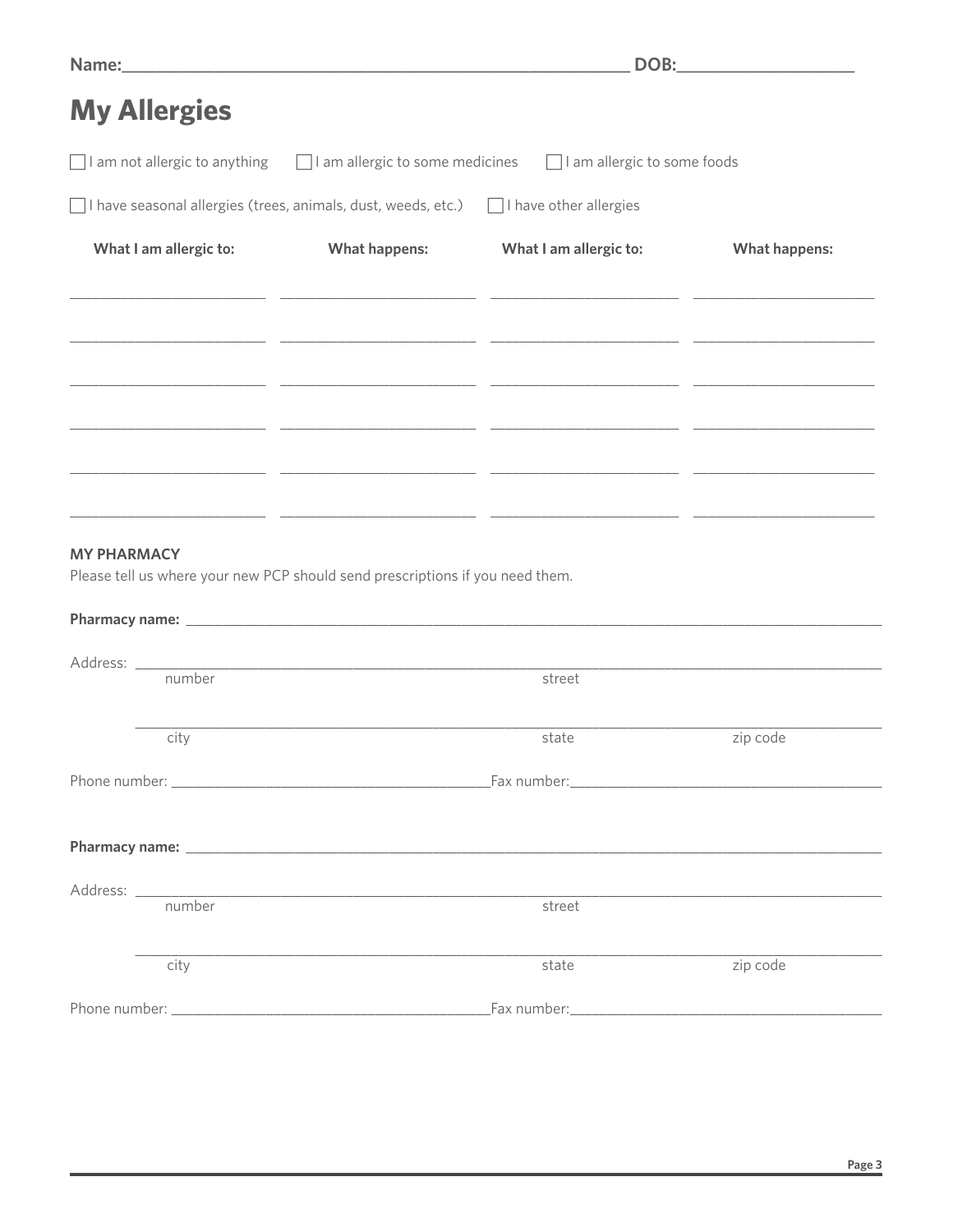Name:______________________________________________________ DOB:__________________

# My Allergies

☐ I am not allergic to anything ☐ I am allergic to some medicines ☐ I am allergic to some foods

☐ I have seasonal allergies (trees, animals, dust, weeds, etc.) ☐ I have other allergies

| What I am allergic to: | What happens: | What I am allergic to: | What happens: |
|---|---|---|---|
| | | | |
| | | | |
| | | | |
| | | | |
| | | | |
| | | | |

**MY PHARMACY**

Please tell us where your new PCP should send prescriptions if you need them.

**Pharmacy name:** ____________________________________________________________________________

Address: ____________________________________________________________________________
number street

____________________________________________________________________________
city state zip code

Phone number: ____________________________________ Fax number: ____________________________________

**Pharmacy name:** ____________________________________________________________________________

Address: ____________________________________________________________________________
number street

____________________________________________________________________________
city state zip code

Phone number: ____________________________________ Fax number: ____________________________________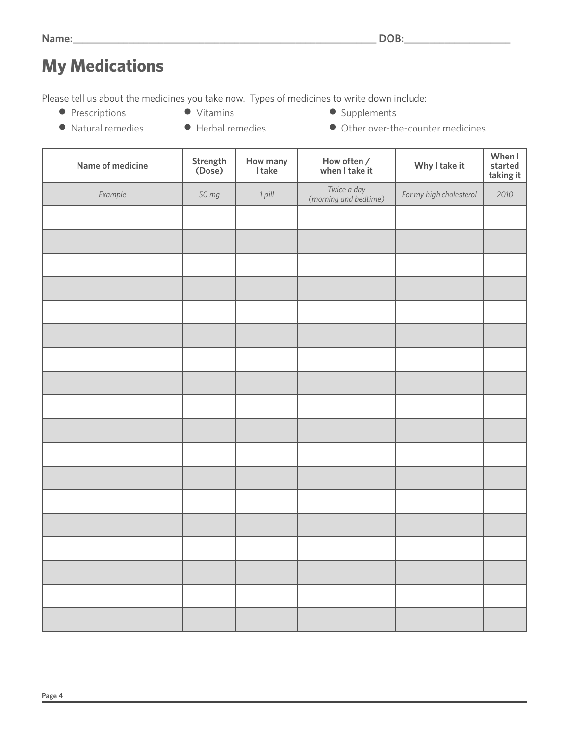Name:_______________________________________________________ DOB:__________________

# My Medications

Please tell us about the medicines you take now. Types of medicines to write down include:

- Prescriptions
- Vitamins
- Supplements
- Natural remedies
- Herbal remedies
- Other over-the-counter medicines

| Name of medicine | Strength (Dose) | How many I take | How often / when I take it | Why I take it | When I started taking it |
|---|---|---|---|---|---|
| *Example* | *50 mg* | *1 pill* | *Twice a day (morning and bedtime)* | *For my high cholesterol* | *2010* |
| | | | | | |
| | | | | | |
| | | | | | |
| | | | | | |
| | | | | | |
| | | | | | |
| | | | | | |
| | | | | | |
| | | | | | |
| | | | | | |
| | | | | | |
| | | | | | |
| | | | | | |
| | | | | | |
| | | | | | |
| | | | | | |
| | | | | | |
| | | | | | |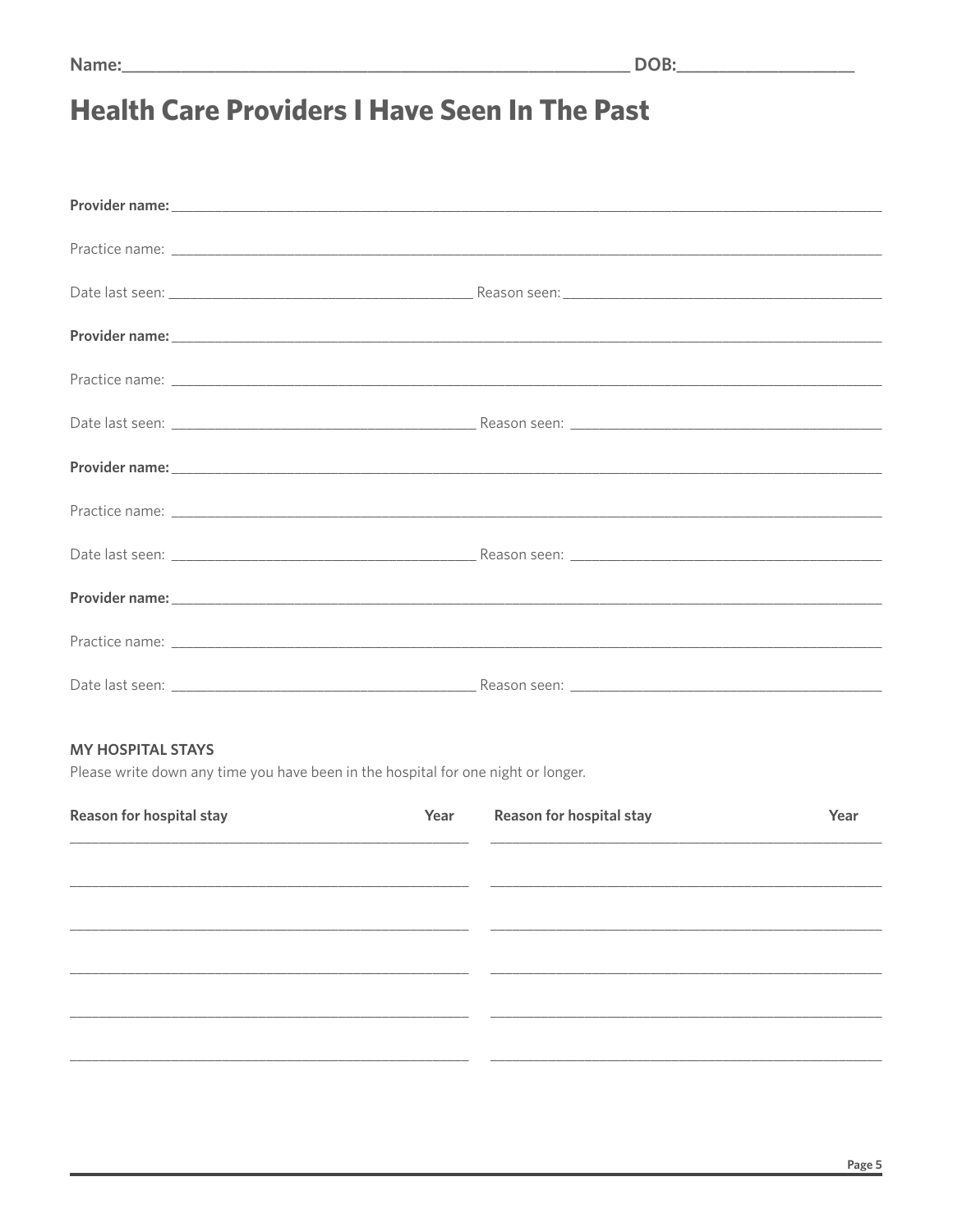Name:_______________________________________________ DOB:_________________

# Health Care Providers I Have Seen In The Past

**Provider name:** ____________________________________________

Practice name: ____________________________________________

Date last seen: ____________________ Reason seen: ____________________

**Provider name:** ____________________________________________

Practice name: ____________________________________________

Date last seen: ____________________ Reason seen: ____________________

**Provider name:** ____________________________________________

Practice name: ____________________________________________

Date last seen: ____________________ Reason seen: ____________________

**Provider name:** ____________________________________________

Practice name: ____________________________________________

Date last seen: ____________________ Reason seen: ____________________

### MY HOSPITAL STAYS

Please write down any time you have been in the hospital for one night or longer.

| Reason for hospital stay | Year | Reason for hospital stay | Year |
|---|---|---|---|
| | | | |
| | | | |
| | | | |
| | | | |
| | | | |
| | | | |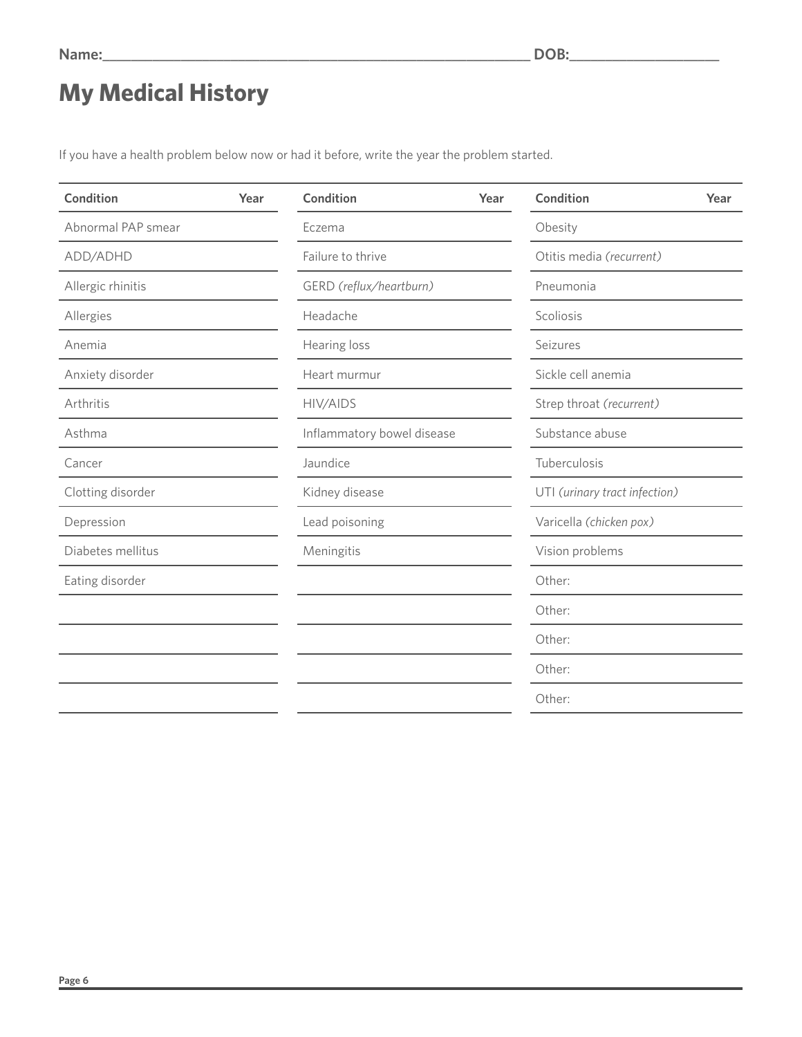Name:______________________________________________________ DOB:__________________

# My Medical History

If you have a health problem below now or had it before, write the year the problem started.

| Condition | Year | Condition | Year | Condition | Year |
|---|---|---|---|---|---|
| Abnormal PAP smear | | Eczema | | Obesity | |
| ADD/ADHD | | Failure to thrive | | Otitis media *(recurrent)* | |
| Allergic rhinitis | | GERD *(reflux/heartburn)* | | Pneumonia | |
| Allergies | | Headache | | Scoliosis | |
| Anemia | | Hearing loss | | Seizures | |
| Anxiety disorder | | Heart murmur | | Sickle cell anemia | |
| Arthritis | | HIV/AIDS | | Strep throat *(recurrent)* | |
| Asthma | | Inflammatory bowel disease | | Substance abuse | |
| Cancer | | Jaundice | | Tuberculosis | |
| Clotting disorder | | Kidney disease | | UTI *(urinary tract infection)* | |
| Depression | | Lead poisoning | | Varicella *(chicken pox)* | |
| Diabetes mellitus | | Meningitis | | Vision problems | |
| Eating disorder | | | | Other: | |
| | | | | Other: | |
| | | | | Other: | |
| | | | | Other: | |
| | | | | Other: | |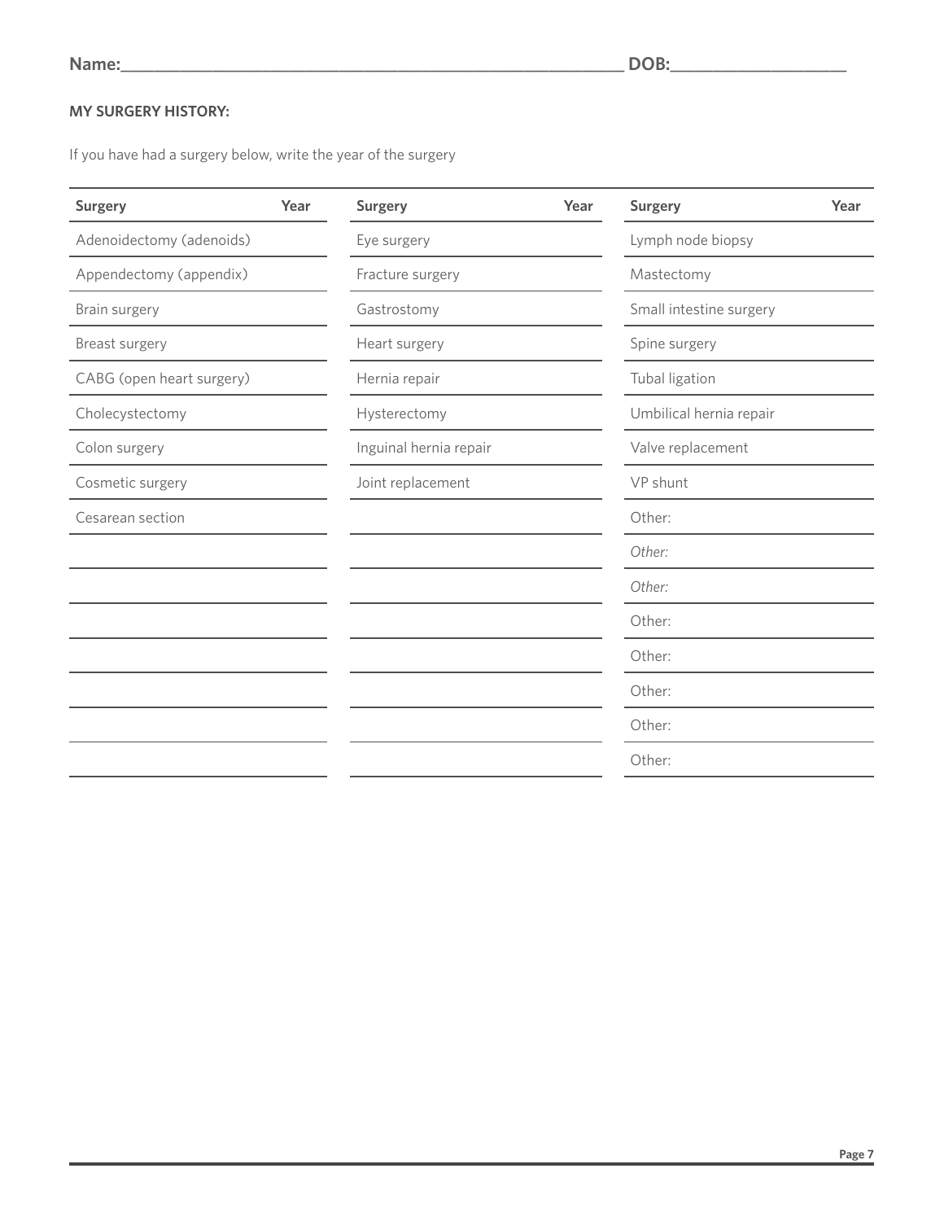Name:_______________________________________________ DOB:_________________

**MY SURGERY HISTORY:**

If you have had a surgery below, write the year of the surgery

| Surgery | Year | Surgery | Year | Surgery | Year |
|---|---|---|---|---|---|
| Adenoidectomy (adenoids) | | Eye surgery | | Lymph node biopsy | |
| Appendectomy (appendix) | | Fracture surgery | | Mastectomy | |
| Brain surgery | | Gastrostomy | | Small intestine surgery | |
| Breast surgery | | Heart surgery | | Spine surgery | |
| CABG (open heart surgery) | | Hernia repair | | Tubal ligation | |
| Cholecystectomy | | Hysterectomy | | Umbilical hernia repair | |
| Colon surgery | | Inguinal hernia repair | | Valve replacement | |
| Cosmetic surgery | | Joint replacement | | VP shunt | |
| Cesarean section | | | | Other: | |
| | | | | *Other:* | |
| | | | | *Other:* | |
| | | | | Other: | |
| | | | | Other: | |
| | | | | Other: | |
| | | | | Other: | |
| | | | | Other: | |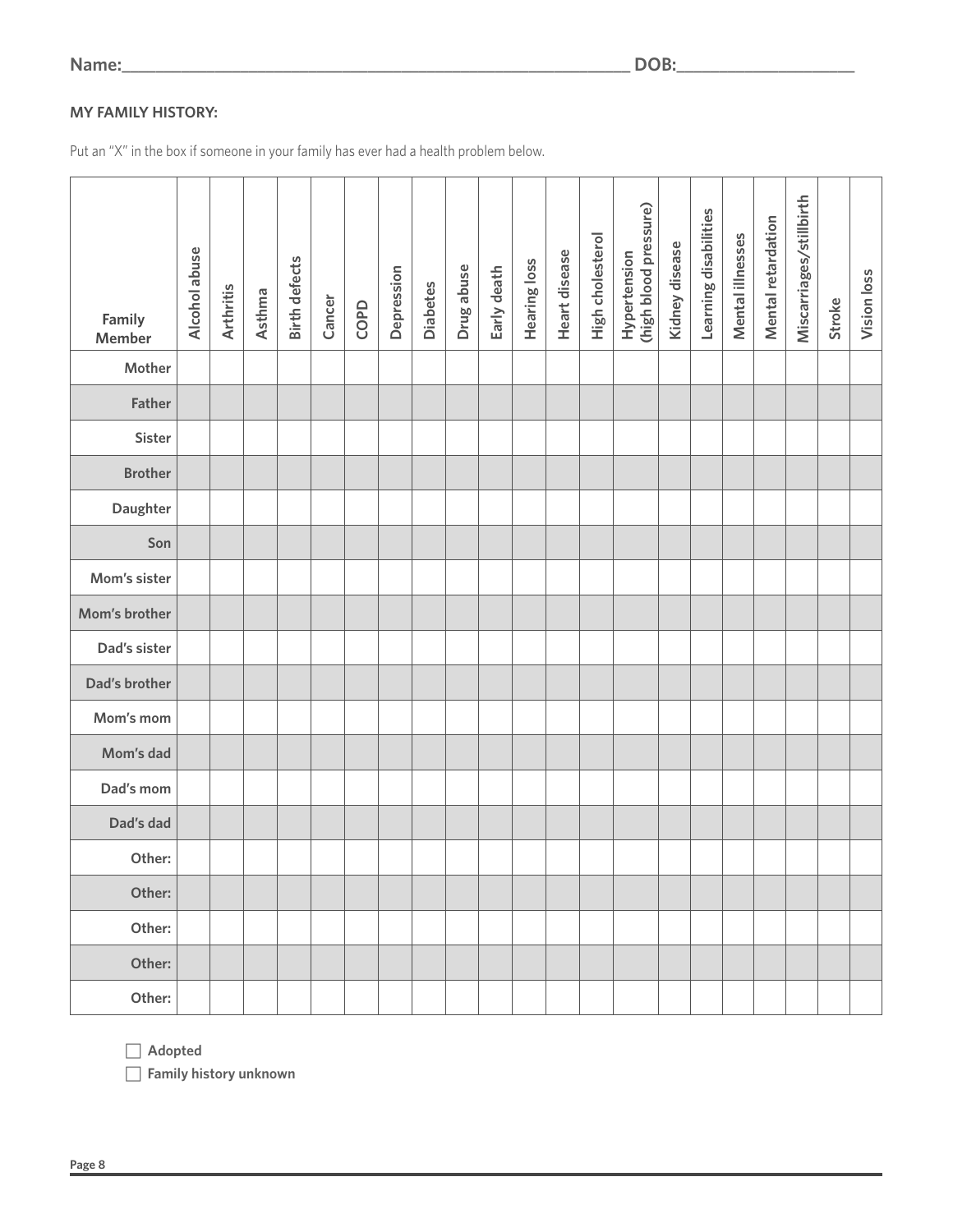Name:_____________________________________________ DOB:_______________

**MY FAMILY HISTORY:**

Put an "X" in the box if someone in your family has ever had a health problem below.

| Family Member | Alcohol abuse | Arthritis | Asthma | Birth defects | Cancer | COPD | Depression | Diabetes | Drug abuse | Early death | Hearing loss | Heart disease | High cholesterol | Hypertension (high blood pressure) | Kidney disease | Learning disabilities | Mental illnesses | Mental retardation | Miscarriages/stillbirth | Stroke | Vision loss |
|---|---|---|---|---|---|---|---|---|---|---|---|---|---|---|---|---|---|---|---|---|---|
| Mother | | | | | | | | | | | | | | | | | | | | | |
| Father | | | | | | | | | | | | | | | | | | | | | |
| Sister | | | | | | | | | | | | | | | | | | | | | |
| Brother | | | | | | | | | | | | | | | | | | | | | |
| Daughter | | | | | | | | | | | | | | | | | | | | | |
| Son | | | | | | | | | | | | | | | | | | | | | |
| Mom's sister | | | | | | | | | | | | | | | | | | | | | |
| Mom's brother | | | | | | | | | | | | | | | | | | | | | |
| Dad's sister | | | | | | | | | | | | | | | | | | | | | |
| Dad's brother | | | | | | | | | | | | | | | | | | | | | |
| Mom's mom | | | | | | | | | | | | | | | | | | | | | |
| Mom's dad | | | | | | | | | | | | | | | | | | | | | |
| Dad's mom | | | | | | | | | | | | | | | | | | | | | |
| Dad's dad | | | | | | | | | | | | | | | | | | | | | |
| Other: | | | | | | | | | | | | | | | | | | | | | |
| Other: | | | | | | | | | | | | | | | | | | | | | |
| Other: | | | | | | | | | | | | | | | | | | | | | |
| Other: | | | | | | | | | | | | | | | | | | | | | |
| Other: | | | | | | | | | | | | | | | | | | | | | |

☐ **Adopted**

☐ **Family history unknown**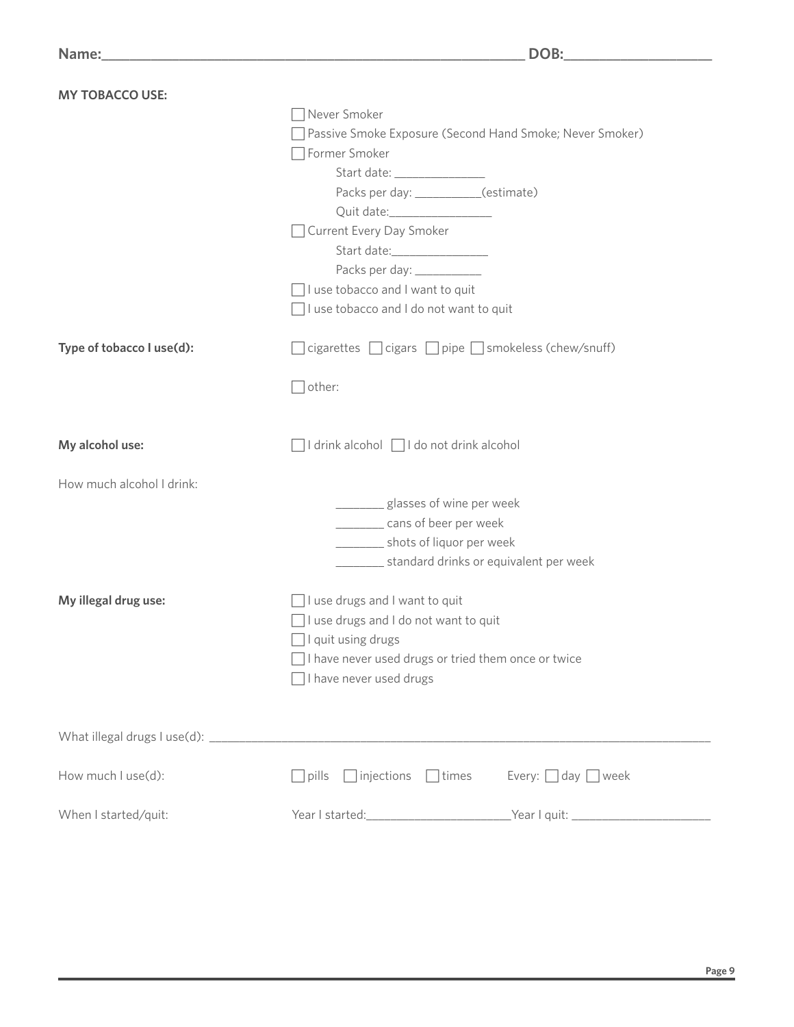Name:_______________________________________________ DOB:__________________

**MY TOBACCO USE:**

- ☐ Never Smoker
- ☐ Passive Smoke Exposure (Second Hand Smoke; Never Smoker)
- ☐ Former Smoker
  - Start date: _____________
  - Packs per day: __________(estimate)
  - Quit date:_______________
- ☐ Current Every Day Smoker
  - Start date:_______________
  - Packs per day: __________
- ☐ I use tobacco and I want to quit
- ☐ I use tobacco and I do not want to quit

**Type of tobacco I use(d):** ☐ cigarettes ☐ cigars ☐ pipe ☐ smokeless (chew/snuff)

☐ other:

**My alcohol use:** ☐ I drink alcohol ☐ I do not drink alcohol

How much alcohol I drink:

- _______ glasses of wine per week
- _______ cans of beer per week
- _______ shots of liquor per week
- _______ standard drinks or equivalent per week

**My illegal drug use:**

- ☐ I use drugs and I want to quit
- ☐ I use drugs and I do not want to quit
- ☐ I quit using drugs
- ☐ I have never used drugs or tried them once or twice
- ☐ I have never used drugs

What illegal drugs I use(d): ____________________________________________________________

How much I use(d): ☐ pills ☐ injections ☐ times Every: ☐ day ☐ week

When I started/quit: Year I started:____________________Year I quit: ____________________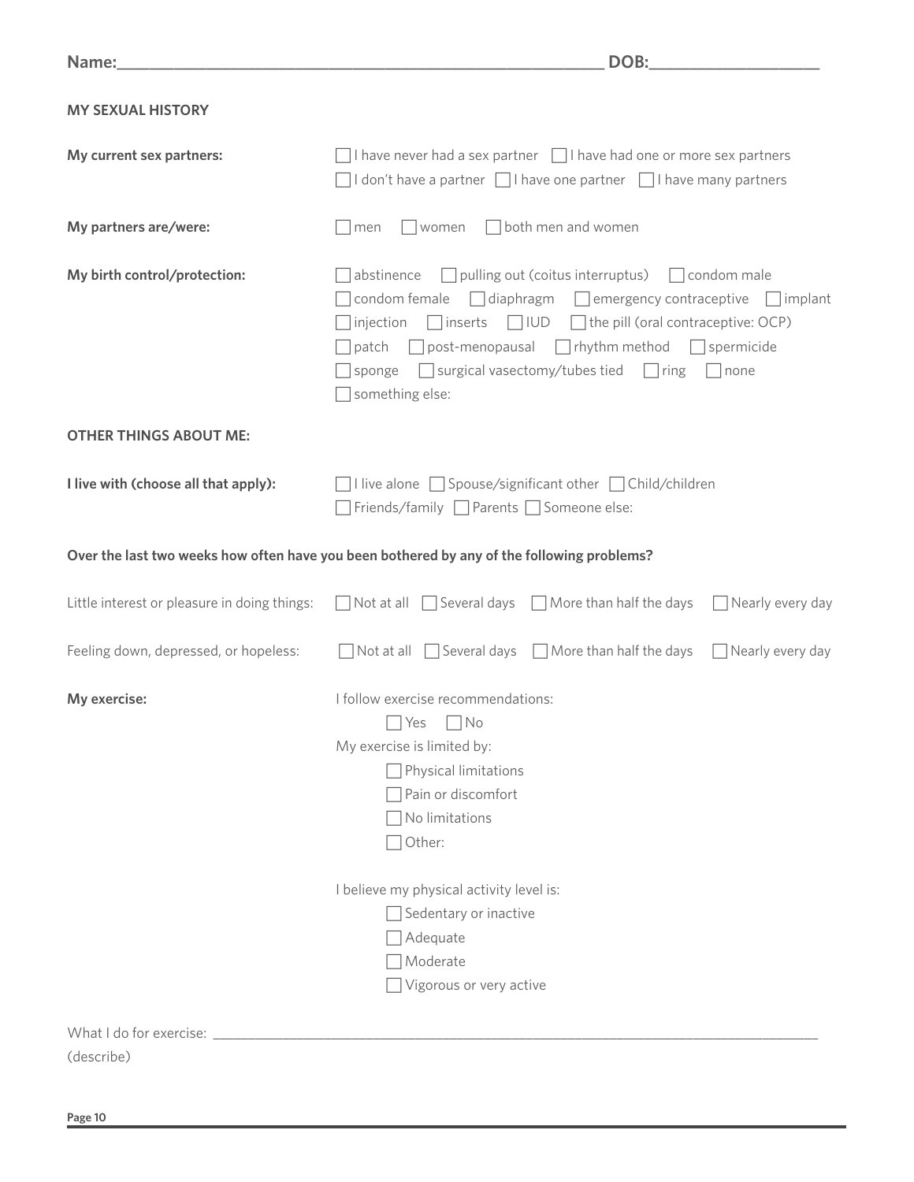Name:_______________________________________________________ DOB:__________________

**MY SEXUAL HISTORY**

**My current sex partners:** ☐ I have never had a sex partner ☐ I have had one or more sex partners
☐ I don't have a partner ☐ I have one partner ☐ I have many partners

**My partners are/were:** ☐ men ☐ women ☐ both men and women

**My birth control/protection:** ☐ abstinence ☐ pulling out (coitus interruptus) ☐ condom male
☐ condom female ☐ diaphragm ☐ emergency contraceptive ☐ implant
☐ injection ☐ inserts ☐ IUD ☐ the pill (oral contraceptive: OCP)
☐ patch ☐ post-menopausal ☐ rhythm method ☐ spermicide
☐ sponge ☐ surgical vasectomy/tubes tied ☐ ring ☐ none
☐ something else:

**OTHER THINGS ABOUT ME:**

**I live with (choose all that apply):** ☐ I live alone ☐ Spouse/significant other ☐ Child/children
☐ Friends/family ☐ Parents ☐ Someone else:

**Over the last two weeks how often have you been bothered by any of the following problems?**

Little interest or pleasure in doing things: ☐ Not at all ☐ Several days ☐ More than half the days ☐ Nearly every day

Feeling down, depressed, or hopeless: ☐ Not at all ☐ Several days ☐ More than half the days ☐ Nearly every day

**My exercise:** I follow exercise recommendations:
☐ Yes ☐ No

My exercise is limited by:
☐ Physical limitations
☐ Pain or discomfort
☐ No limitations
☐ Other:

I believe my physical activity level is:
☐ Sedentary or inactive
☐ Adequate
☐ Moderate
☐ Vigorous or very active

What I do for exercise: ____________________________________________________________________
(describe)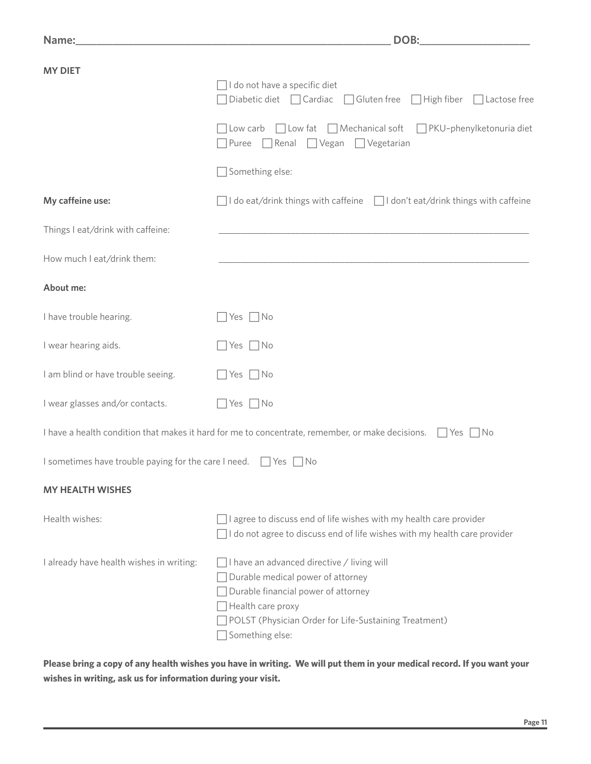Name:_______________________________________________ DOB:________________

**MY DIET**

- ☐ I do not have a specific diet
- ☐ Diabetic diet ☐ Cardiac ☐ Gluten free ☐ High fiber ☐ Lactose free
- ☐ Low carb ☐ Low fat ☐ Mechanical soft ☐ PKU–phenylketonuria diet
- ☐ Puree ☐ Renal ☐ Vegan ☐ Vegetarian
- ☐ Something else:

**My caffeine use:** ☐ I do eat/drink things with caffeine ☐ I don't eat/drink things with caffeine

Things I eat/drink with caffeine: _______________________________________________

How much I eat/drink them: _______________________________________________

**About me:**

| | |
|---|---|
| I have trouble hearing. | ☐ Yes ☐ No |
| I wear hearing aids. | ☐ Yes ☐ No |
| I am blind or have trouble seeing. | ☐ Yes ☐ No |
| I wear glasses and/or contacts. | ☐ Yes ☐ No |

I have a health condition that makes it hard for me to concentrate, remember, or make decisions. ☐ Yes ☐ No

I sometimes have trouble paying for the care I need. ☐ Yes ☐ No

**MY HEALTH WISHES**

Health wishes:

- ☐ I agree to discuss end of life wishes with my health care provider
- ☐ I do not agree to discuss end of life wishes with my health care provider

I already have health wishes in writing:

- ☐ I have an advanced directive / living will
- ☐ Durable medical power of attorney
- ☐ Durable financial power of attorney
- ☐ Health care proxy
- ☐ POLST (Physician Order for Life-Sustaining Treatment)
- ☐ Something else:

**Please bring a copy of any health wishes you have in writing. We will put them in your medical record. If you want your wishes in writing, ask us for information during your visit.**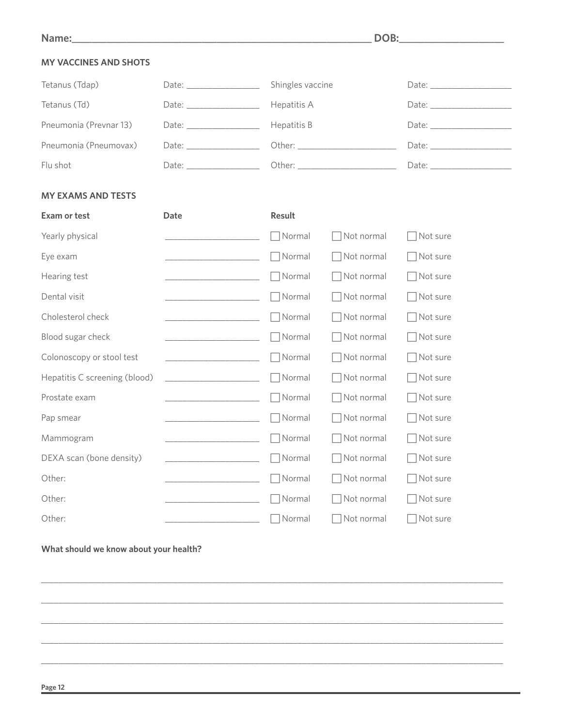**Name:**_______________________________________________ **DOB:**__________________

## MY VACCINES AND SHOTS

| | | | |
|---|---|---|---|
| Tetanus (Tdap) | Date: ______________ | Shingles vaccine | Date: ______________ |
| Tetanus (Td) | Date: ______________ | Hepatitis A | Date: ______________ |
| Pneumonia (Prevnar 13) | Date: ______________ | Hepatitis B | Date: ______________ |
| Pneumonia (Pneumovax) | Date: ______________ | Other: __________________ | Date: ______________ |
| Flu shot | Date: ______________ | Other: __________________ | Date: ______________ |

## MY EXAMS AND TESTS

| Exam or test | Date | Result | | |
|---|---|---|---|---|
| Yearly physical | ________________ | ☐ Normal | ☐ Not normal | ☐ Not sure |
| Eye exam | ________________ | ☐ Normal | ☐ Not normal | ☐ Not sure |
| Hearing test | ________________ | ☐ Normal | ☐ Not normal | ☐ Not sure |
| Dental visit | ________________ | ☐ Normal | ☐ Not normal | ☐ Not sure |
| Cholesterol check | ________________ | ☐ Normal | ☐ Not normal | ☐ Not sure |
| Blood sugar check | ________________ | ☐ Normal | ☐ Not normal | ☐ Not sure |
| Colonoscopy or stool test | ________________ | ☐ Normal | ☐ Not normal | ☐ Not sure |
| Hepatitis C screening (blood) | ________________ | ☐ Normal | ☐ Not normal | ☐ Not sure |
| Prostate exam | ________________ | ☐ Normal | ☐ Not normal | ☐ Not sure |
| Pap smear | ________________ | ☐ Normal | ☐ Not normal | ☐ Not sure |
| Mammogram | ________________ | ☐ Normal | ☐ Not normal | ☐ Not sure |
| DEXA scan (bone density) | ________________ | ☐ Normal | ☐ Not normal | ☐ Not sure |
| Other: | ________________ | ☐ Normal | ☐ Not normal | ☐ Not sure |
| Other: | ________________ | ☐ Normal | ☐ Not normal | ☐ Not sure |
| Other: | ________________ | ☐ Normal | ☐ Not normal | ☐ Not sure |

**What should we know about your health?**

_______________________________________________________________________________

_______________________________________________________________________________

_______________________________________________________________________________

_______________________________________________________________________________

_______________________________________________________________________________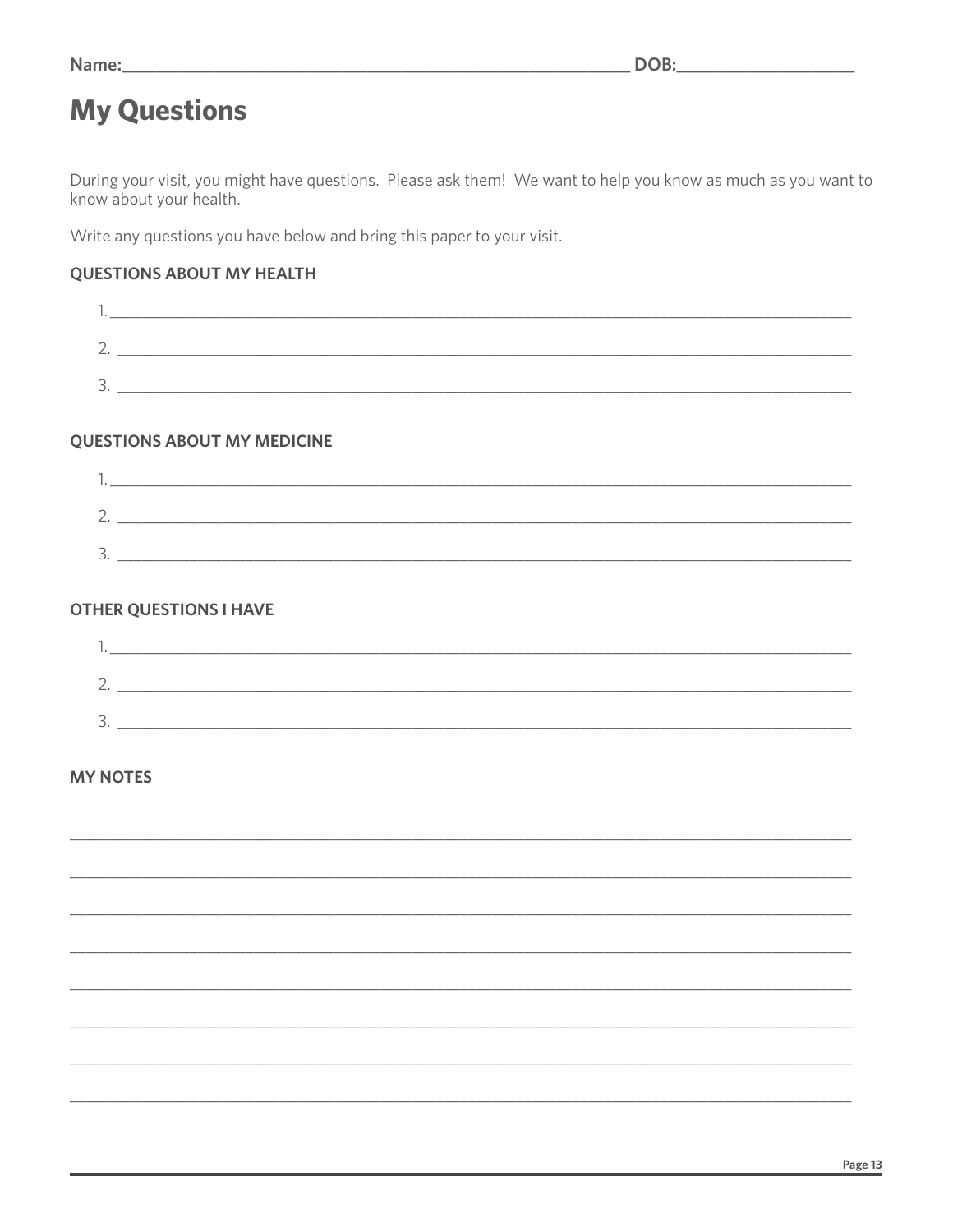Name:________________________________________________ DOB:________________

# My Questions

During your visit, you might have questions. Please ask them! We want to help you know as much as you want to know about your health.

Write any questions you have below and bring this paper to your visit.

### QUESTIONS ABOUT MY HEALTH

1. ____________________________________________________________
2. ____________________________________________________________
3. ____________________________________________________________

### QUESTIONS ABOUT MY MEDICINE

1. ____________________________________________________________
2. ____________________________________________________________
3. ____________________________________________________________

### OTHER QUESTIONS I HAVE

1. ____________________________________________________________
2. ____________________________________________________________
3. ____________________________________________________________

### MY NOTES

_______________________________________________________________

_______________________________________________________________

_______________________________________________________________

_______________________________________________________________

_______________________________________________________________

_______________________________________________________________

_______________________________________________________________

_______________________________________________________________